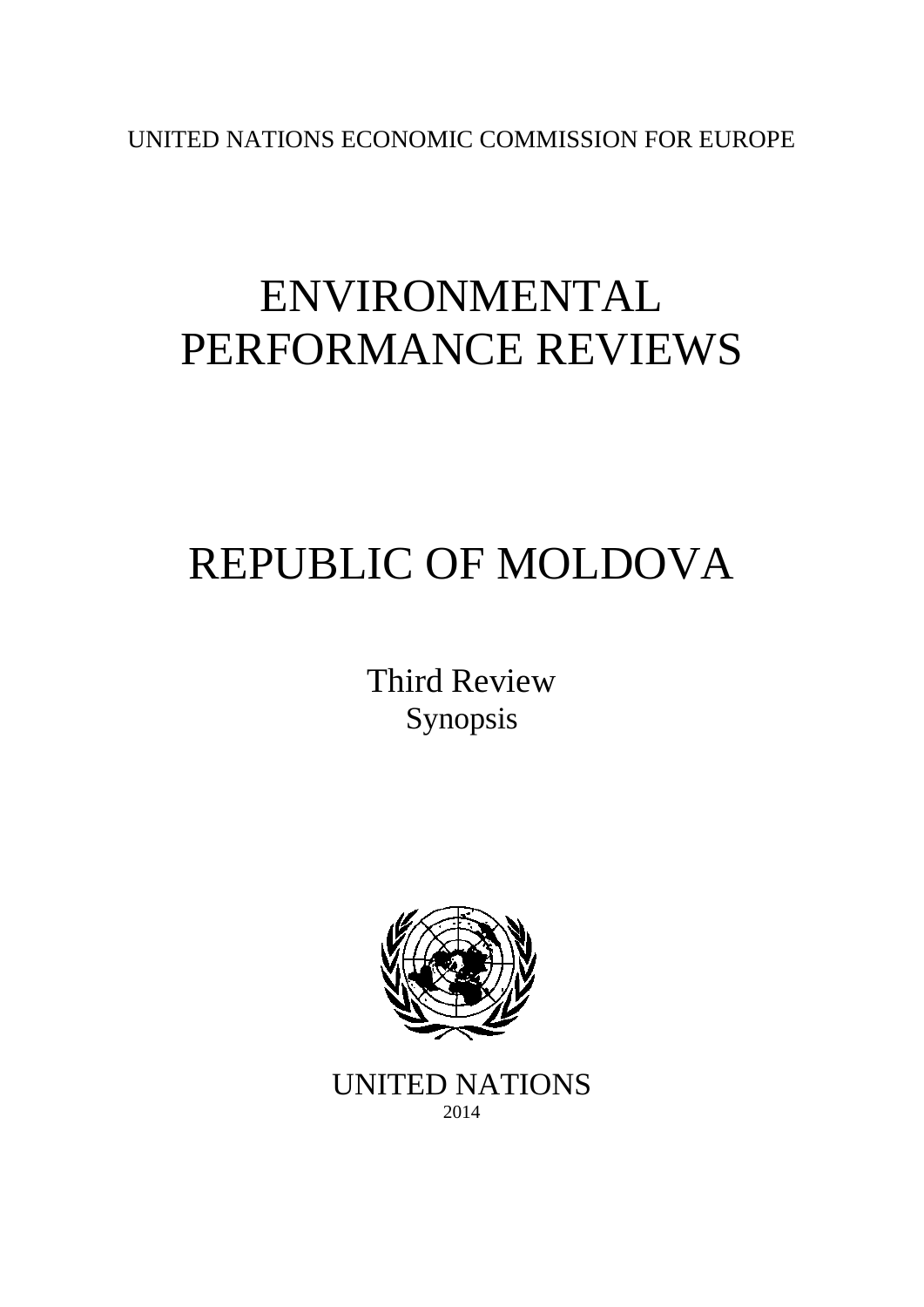UNITED NATIONS ECONOMIC COMMISSION FOR EUROPE

# ENVIRONMENTAL PERFORMANCE REVIEWS

# REPUBLIC OF MOLDOVA

Third Review

Synopsis

UNITED NATIONS

2014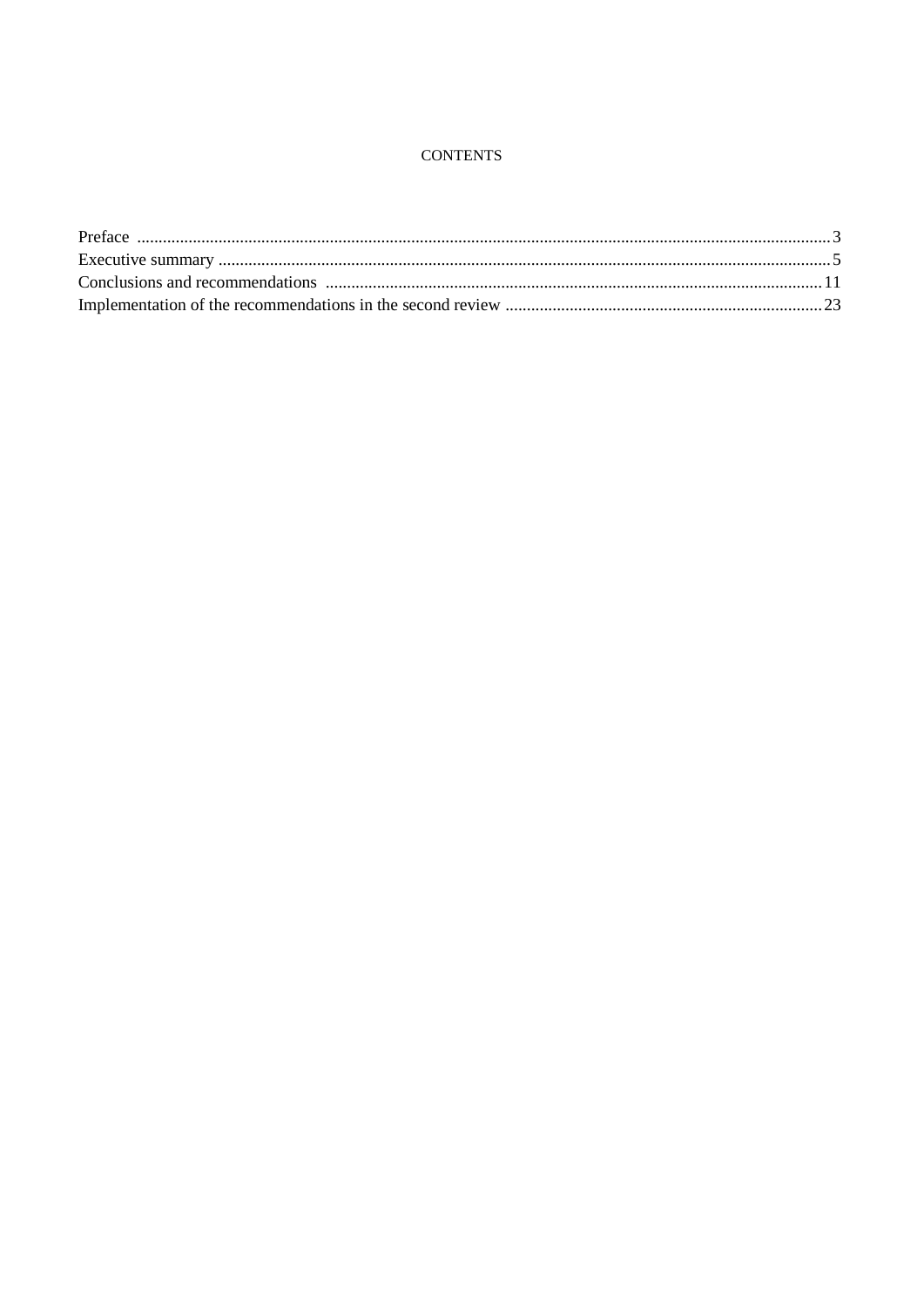# CONTENTS

| | |
|---|---|
| Preface | 3 |
| Executive summary | 5 |
| Conclusions and recommendations | 11 |
| Implementation of the recommendations in the second review | 23 |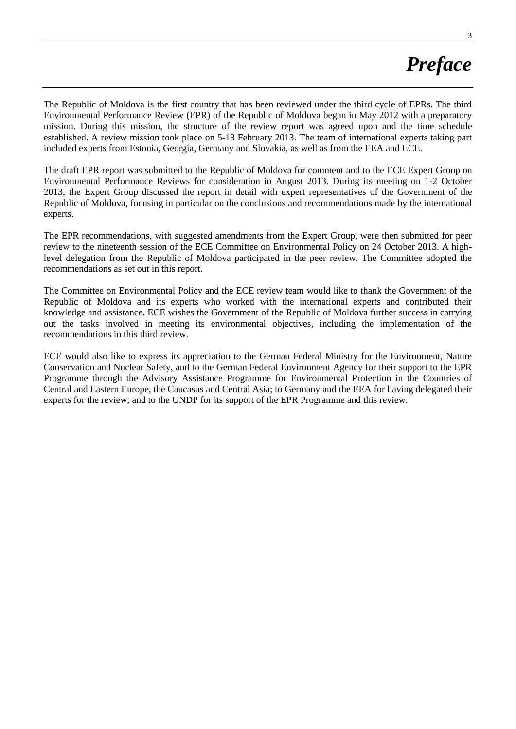# *Preface*

The Republic of Moldova is the first country that has been reviewed under the third cycle of EPRs. The third Environmental Performance Review (EPR) of the Republic of Moldova began in May 2012 with a preparatory mission. During this mission, the structure of the review report was agreed upon and the time schedule established. A review mission took place on 5-13 February 2013. The team of international experts taking part included experts from Estonia, Georgia, Germany and Slovakia, as well as from the EEA and ECE.

The draft EPR report was submitted to the Republic of Moldova for comment and to the ECE Expert Group on Environmental Performance Reviews for consideration in August 2013. During its meeting on 1-2 October 2013, the Expert Group discussed the report in detail with expert representatives of the Government of the Republic of Moldova, focusing in particular on the conclusions and recommendations made by the international experts.

The EPR recommendations, with suggested amendments from the Expert Group, were then submitted for peer review to the nineteenth session of the ECE Committee on Environmental Policy on 24 October 2013. A high-level delegation from the Republic of Moldova participated in the peer review. The Committee adopted the recommendations as set out in this report.

The Committee on Environmental Policy and the ECE review team would like to thank the Government of the Republic of Moldova and its experts who worked with the international experts and contributed their knowledge and assistance. ECE wishes the Government of the Republic of Moldova further success in carrying out the tasks involved in meeting its environmental objectives, including the implementation of the recommendations in this third review.

ECE would also like to express its appreciation to the German Federal Ministry for the Environment, Nature Conservation and Nuclear Safety, and to the German Federal Environment Agency for their support to the EPR Programme through the Advisory Assistance Programme for Environmental Protection in the Countries of Central and Eastern Europe, the Caucasus and Central Asia; to Germany and the EEA for having delegated their experts for the review; and to the UNDP for its support of the EPR Programme and this review.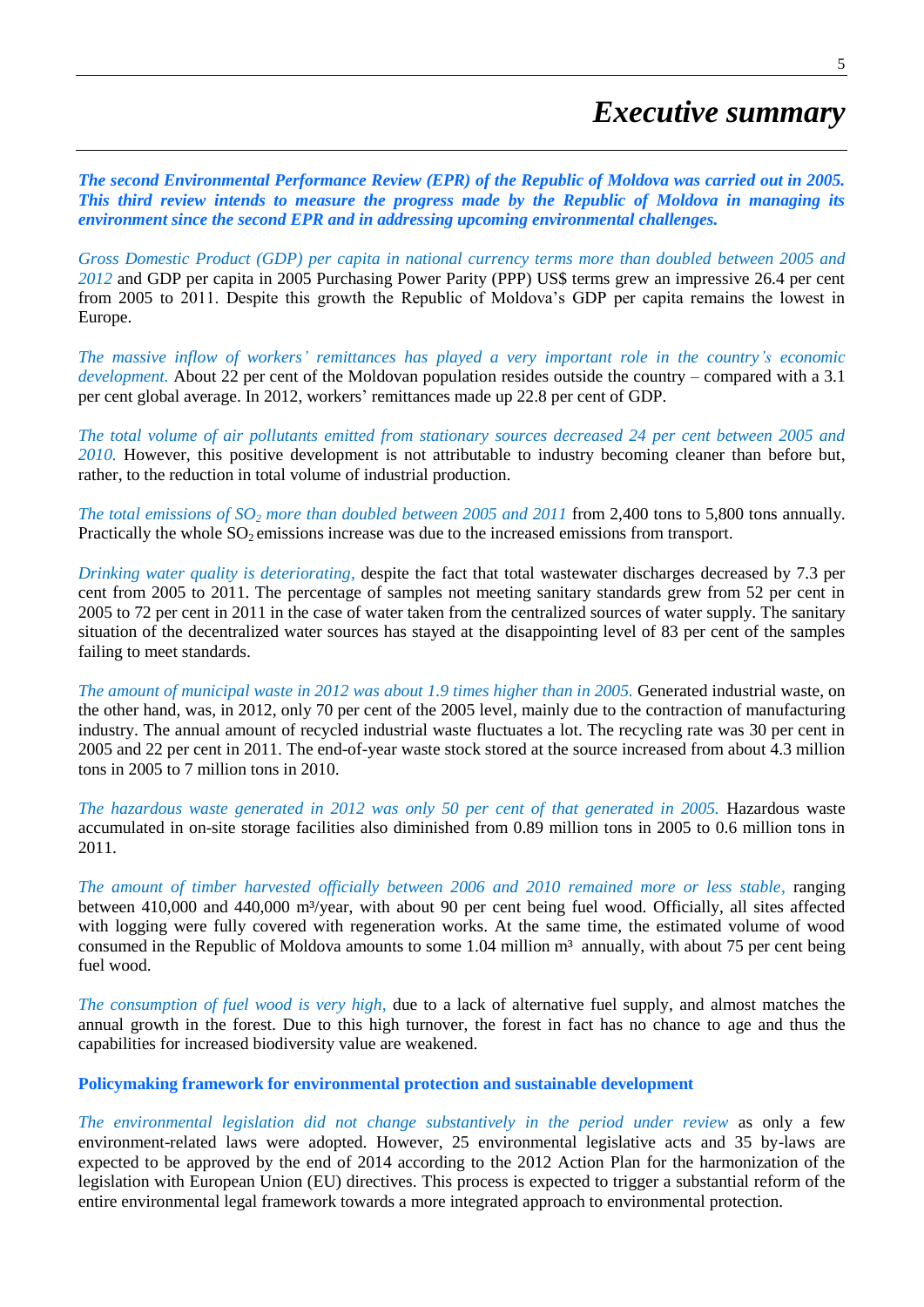# Executive summary

***The second Environmental Performance Review (EPR) of the Republic of Moldova was carried out in 2005. This third review intends to measure the progress made by the Republic of Moldova in managing its environment since the second EPR and in addressing upcoming environmental challenges.***

*Gross Domestic Product (GDP) per capita in national currency terms more than doubled between 2005 and 2012* and GDP per capita in 2005 Purchasing Power Parity (PPP) US$ terms grew an impressive 26.4 per cent from 2005 to 2011. Despite this growth the Republic of Moldova's GDP per capita remains the lowest in Europe.

*The massive inflow of workers' remittances has played a very important role in the country's economic development.* About 22 per cent of the Moldovan population resides outside the country – compared with a 3.1 per cent global average. In 2012, workers' remittances made up 22.8 per cent of GDP.

*The total volume of air pollutants emitted from stationary sources decreased 24 per cent between 2005 and 2010.* However, this positive development is not attributable to industry becoming cleaner than before but, rather, to the reduction in total volume of industrial production.

*The total emissions of $SO_2$ more than doubled between 2005 and 2011* from 2,400 tons to 5,800 tons annually. Practically the whole $SO_2$ emissions increase was due to the increased emissions from transport.

*Drinking water quality is deteriorating,* despite the fact that total wastewater discharges decreased by 7.3 per cent from 2005 to 2011. The percentage of samples not meeting sanitary standards grew from 52 per cent in 2005 to 72 per cent in 2011 in the case of water taken from the centralized sources of water supply. The sanitary situation of the decentralized water sources has stayed at the disappointing level of 83 per cent of the samples failing to meet standards.

*The amount of municipal waste in 2012 was about 1.9 times higher than in 2005.* Generated industrial waste, on the other hand, was, in 2012, only 70 per cent of the 2005 level, mainly due to the contraction of manufacturing industry. The annual amount of recycled industrial waste fluctuates a lot. The recycling rate was 30 per cent in 2005 and 22 per cent in 2011. The end-of-year waste stock stored at the source increased from about 4.3 million tons in 2005 to 7 million tons in 2010.

*The hazardous waste generated in 2012 was only 50 per cent of that generated in 2005.* Hazardous waste accumulated in on-site storage facilities also diminished from 0.89 million tons in 2005 to 0.6 million tons in 2011.

*The amount of timber harvested officially between 2006 and 2010 remained more or less stable,* ranging between 410,000 and 440,000 $m^3$/year, with about 90 per cent being fuel wood. Officially, all sites affected with logging were fully covered with regeneration works. At the same time, the estimated volume of wood consumed in the Republic of Moldova amounts to some 1.04 million $m^3$ annually, with about 75 per cent being fuel wood.

*The consumption of fuel wood is very high,* due to a lack of alternative fuel supply, and almost matches the annual growth in the forest. Due to this high turnover, the forest in fact has no chance to age and thus the capabilities for increased biodiversity value are weakened.

**Policymaking framework for environmental protection and sustainable development**

*The environmental legislation did not change substantively in the period under review* as only a few environment-related laws were adopted. However, 25 environmental legislative acts and 35 by-laws are expected to be approved by the end of 2014 according to the 2012 Action Plan for the harmonization of the legislation with European Union (EU) directives. This process is expected to trigger a substantial reform of the entire environmental legal framework towards a more integrated approach to environmental protection.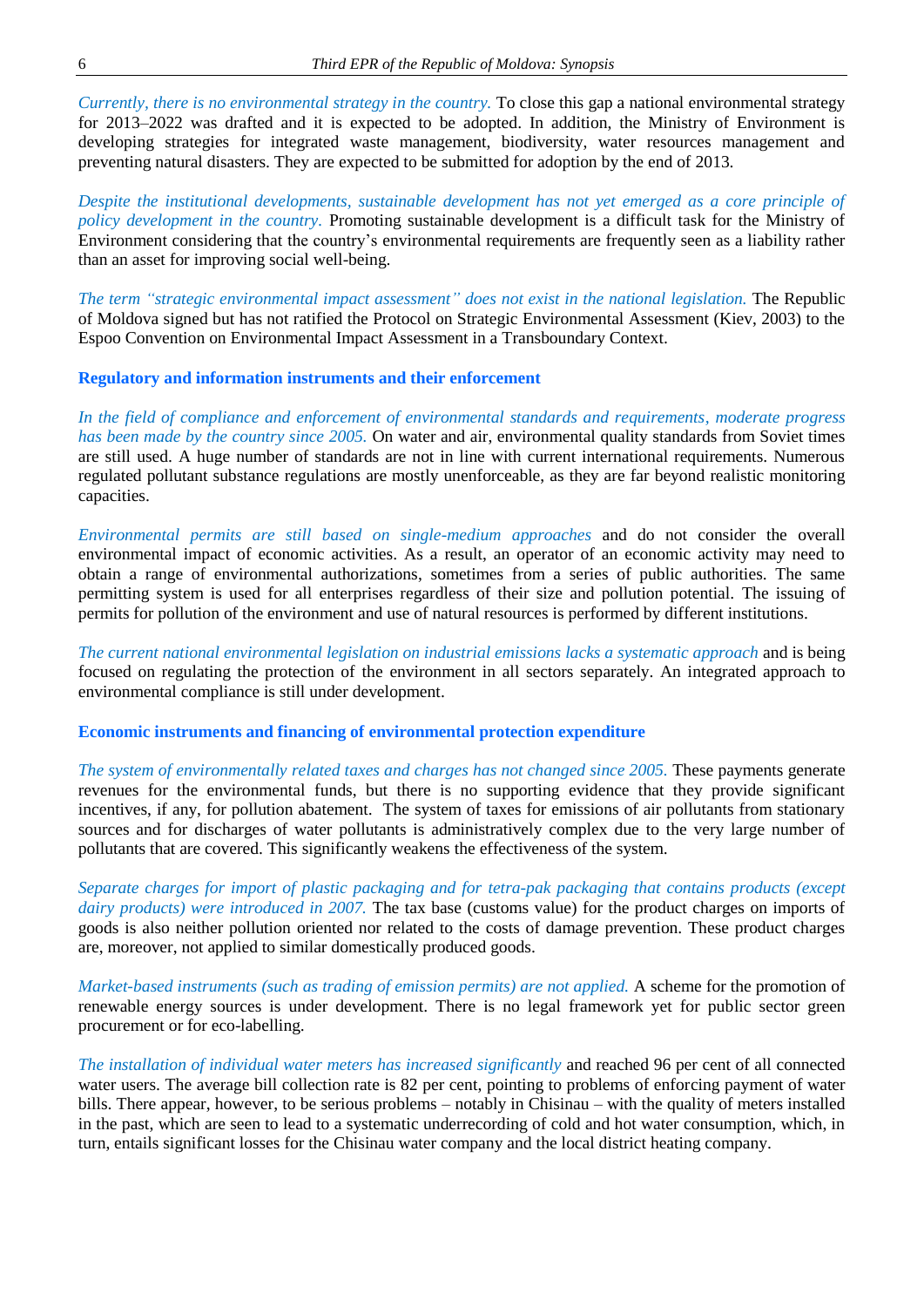*Currently, there is no environmental strategy in the country.* To close this gap a national environmental strategy for 2013–2022 was drafted and it is expected to be adopted. In addition, the Ministry of Environment is developing strategies for integrated waste management, biodiversity, water resources management and preventing natural disasters. They are expected to be submitted for adoption by the end of 2013.

*Despite the institutional developments, sustainable development has not yet emerged as a core principle of policy development in the country.* Promoting sustainable development is a difficult task for the Ministry of Environment considering that the country's environmental requirements are frequently seen as a liability rather than an asset for improving social well-being.

*The term "strategic environmental impact assessment" does not exist in the national legislation.* The Republic of Moldova signed but has not ratified the Protocol on Strategic Environmental Assessment (Kiev, 2003) to the Espoo Convention on Environmental Impact Assessment in a Transboundary Context.

**Regulatory and information instruments and their enforcement**

*In the field of compliance and enforcement of environmental standards and requirements, moderate progress has been made by the country since 2005.* On water and air, environmental quality standards from Soviet times are still used. A huge number of standards are not in line with current international requirements. Numerous regulated pollutant substance regulations are mostly unenforceable, as they are far beyond realistic monitoring capacities.

*Environmental permits are still based on single-medium approaches* and do not consider the overall environmental impact of economic activities. As a result, an operator of an economic activity may need to obtain a range of environmental authorizations, sometimes from a series of public authorities. The same permitting system is used for all enterprises regardless of their size and pollution potential. The issuing of permits for pollution of the environment and use of natural resources is performed by different institutions.

*The current national environmental legislation on industrial emissions lacks a systematic approach* and is being focused on regulating the protection of the environment in all sectors separately. An integrated approach to environmental compliance is still under development.

**Economic instruments and financing of environmental protection expenditure**

*The system of environmentally related taxes and charges has not changed since 2005.* These payments generate revenues for the environmental funds, but there is no supporting evidence that they provide significant incentives, if any, for pollution abatement. The system of taxes for emissions of air pollutants from stationary sources and for discharges of water pollutants is administratively complex due to the very large number of pollutants that are covered. This significantly weakens the effectiveness of the system.

*Separate charges for import of plastic packaging and for tetra-pak packaging that contains products (except dairy products) were introduced in 2007.* The tax base (customs value) for the product charges on imports of goods is also neither pollution oriented nor related to the costs of damage prevention. These product charges are, moreover, not applied to similar domestically produced goods.

*Market-based instruments (such as trading of emission permits) are not applied.* A scheme for the promotion of renewable energy sources is under development. There is no legal framework yet for public sector green procurement or for eco-labelling.

*The installation of individual water meters has increased significantly* and reached 96 per cent of all connected water users. The average bill collection rate is 82 per cent, pointing to problems of enforcing payment of water bills. There appear, however, to be serious problems – notably in Chisinau – with the quality of meters installed in the past, which are seen to lead to a systematic underrecording of cold and hot water consumption, which, in turn, entails significant losses for the Chisinau water company and the local district heating company.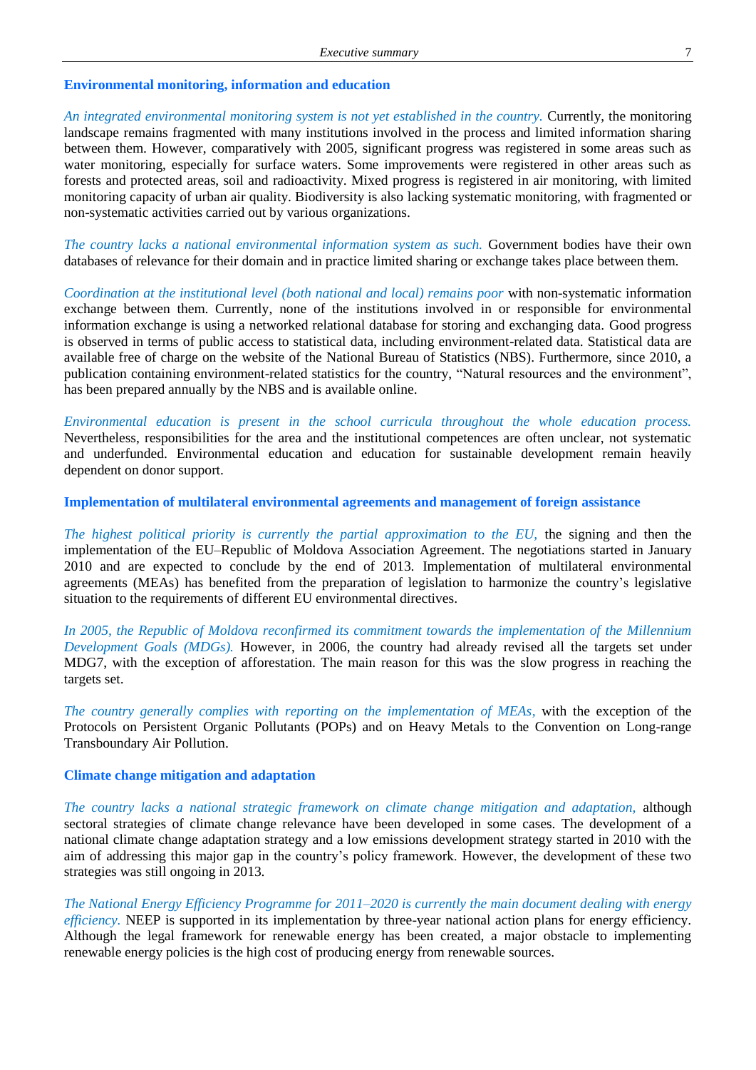## Environmental monitoring, information and education

*An integrated environmental monitoring system is not yet established in the country.* Currently, the monitoring landscape remains fragmented with many institutions involved in the process and limited information sharing between them. However, comparatively with 2005, significant progress was registered in some areas such as water monitoring, especially for surface waters. Some improvements were registered in other areas such as forests and protected areas, soil and radioactivity. Mixed progress is registered in air monitoring, with limited monitoring capacity of urban air quality. Biodiversity is also lacking systematic monitoring, with fragmented or non-systematic activities carried out by various organizations.

*The country lacks a national environmental information system as such.* Government bodies have their own databases of relevance for their domain and in practice limited sharing or exchange takes place between them.

*Coordination at the institutional level (both national and local) remains poor* with non-systematic information exchange between them. Currently, none of the institutions involved in or responsible for environmental information exchange is using a networked relational database for storing and exchanging data. Good progress is observed in terms of public access to statistical data, including environment-related data. Statistical data are available free of charge on the website of the National Bureau of Statistics (NBS). Furthermore, since 2010, a publication containing environment-related statistics for the country, "Natural resources and the environment", has been prepared annually by the NBS and is available online.

*Environmental education is present in the school curricula throughout the whole education process.* Nevertheless, responsibilities for the area and the institutional competences are often unclear, not systematic and underfunded. Environmental education and education for sustainable development remain heavily dependent on donor support.

## Implementation of multilateral environmental agreements and management of foreign assistance

*The highest political priority is currently the partial approximation to the EU,* the signing and then the implementation of the EU–Republic of Moldova Association Agreement. The negotiations started in January 2010 and are expected to conclude by the end of 2013. Implementation of multilateral environmental agreements (MEAs) has benefited from the preparation of legislation to harmonize the country's legislative situation to the requirements of different EU environmental directives.

*In 2005, the Republic of Moldova reconfirmed its commitment towards the implementation of the Millennium Development Goals (MDGs).* However, in 2006, the country had already revised all the targets set under MDG7, with the exception of afforestation. The main reason for this was the slow progress in reaching the targets set.

*The country generally complies with reporting on the implementation of MEAs,* with the exception of the Protocols on Persistent Organic Pollutants (POPs) and on Heavy Metals to the Convention on Long-range Transboundary Air Pollution.

## Climate change mitigation and adaptation

*The country lacks a national strategic framework on climate change mitigation and adaptation,* although sectoral strategies of climate change relevance have been developed in some cases. The development of a national climate change adaptation strategy and a low emissions development strategy started in 2010 with the aim of addressing this major gap in the country's policy framework. However, the development of these two strategies was still ongoing in 2013.

*The National Energy Efficiency Programme for 2011–2020 is currently the main document dealing with energy efficiency.* NEEP is supported in its implementation by three-year national action plans for energy efficiency. Although the legal framework for renewable energy has been created, a major obstacle to implementing renewable energy policies is the high cost of producing energy from renewable sources.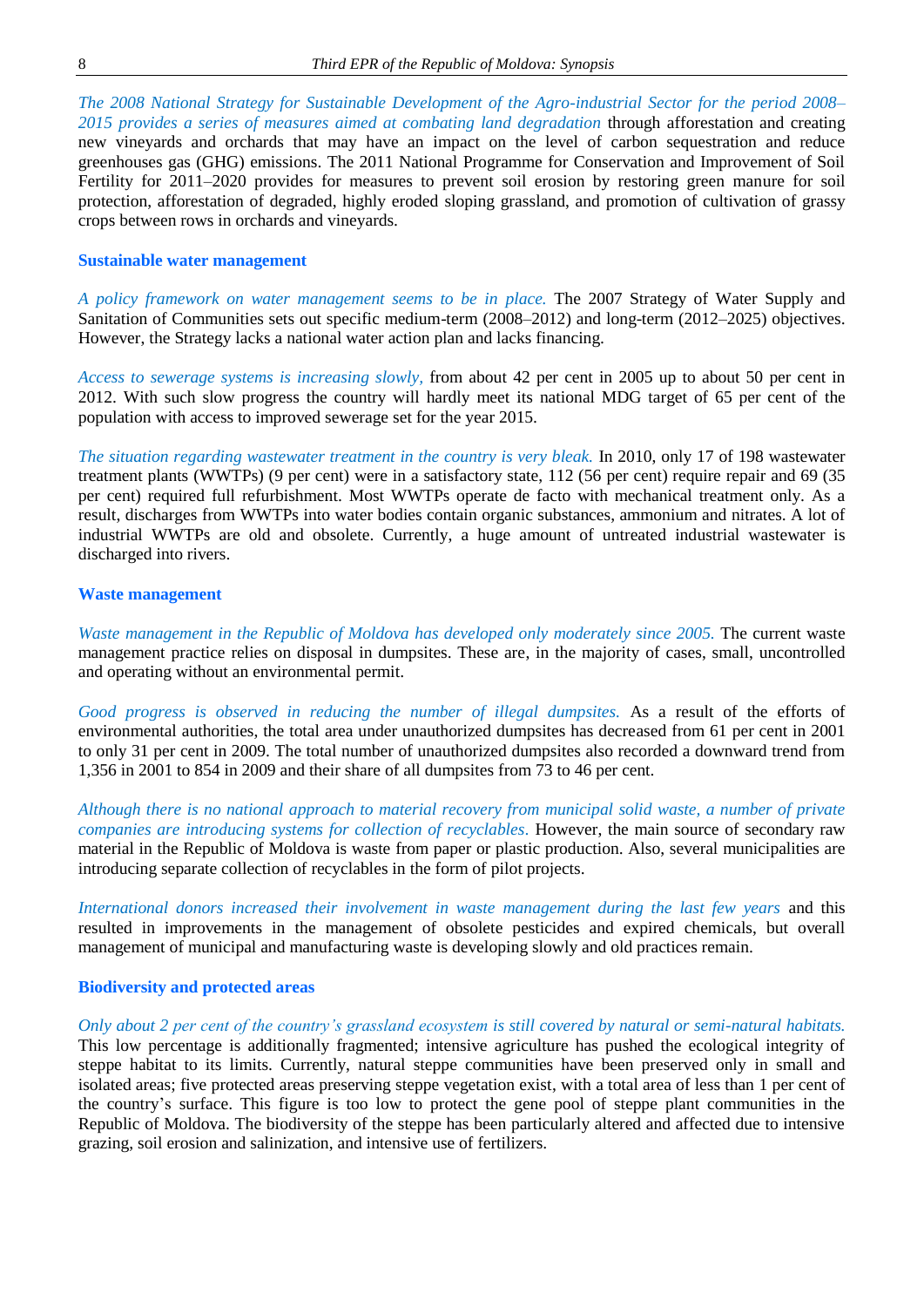*The 2008 National Strategy for Sustainable Development of the Agro-industrial Sector for the period 2008–2015 provides a series of measures aimed at combating land degradation* through afforestation and creating new vineyards and orchards that may have an impact on the level of carbon sequestration and reduce greenhouses gas (GHG) emissions. The 2011 National Programme for Conservation and Improvement of Soil Fertility for 2011–2020 provides for measures to prevent soil erosion by restoring green manure for soil protection, afforestation of degraded, highly eroded sloping grassland, and promotion of cultivation of grassy crops between rows in orchards and vineyards.

### Sustainable water management

*A policy framework on water management seems to be in place.* The 2007 Strategy of Water Supply and Sanitation of Communities sets out specific medium-term (2008–2012) and long-term (2012–2025) objectives. However, the Strategy lacks a national water action plan and lacks financing.

*Access to sewerage systems is increasing slowly,* from about 42 per cent in 2005 up to about 50 per cent in 2012. With such slow progress the country will hardly meet its national MDG target of 65 per cent of the population with access to improved sewerage set for the year 2015.

*The situation regarding wastewater treatment in the country is very bleak.* In 2010, only 17 of 198 wastewater treatment plants (WWTPs) (9 per cent) were in a satisfactory state, 112 (56 per cent) require repair and 69 (35 per cent) required full refurbishment. Most WWTPs operate de facto with mechanical treatment only. As a result, discharges from WWTPs into water bodies contain organic substances, ammonium and nitrates. A lot of industrial WWTPs are old and obsolete. Currently, a huge amount of untreated industrial wastewater is discharged into rivers.

### Waste management

*Waste management in the Republic of Moldova has developed only moderately since 2005.* The current waste management practice relies on disposal in dumpsites. These are, in the majority of cases, small, uncontrolled and operating without an environmental permit.

*Good progress is observed in reducing the number of illegal dumpsites.* As a result of the efforts of environmental authorities, the total area under unauthorized dumpsites has decreased from 61 per cent in 2001 to only 31 per cent in 2009. The total number of unauthorized dumpsites also recorded a downward trend from 1,356 in 2001 to 854 in 2009 and their share of all dumpsites from 73 to 46 per cent.

*Although there is no national approach to material recovery from municipal solid waste, a number of private companies are introducing systems for collection of recyclables.* However, the main source of secondary raw material in the Republic of Moldova is waste from paper or plastic production. Also, several municipalities are introducing separate collection of recyclables in the form of pilot projects.

*International donors increased their involvement in waste management during the last few years* and this resulted in improvements in the management of obsolete pesticides and expired chemicals, but overall management of municipal and manufacturing waste is developing slowly and old practices remain.

### Biodiversity and protected areas

*Only about 2 per cent of the country's grassland ecosystem is still covered by natural or semi-natural habitats.* This low percentage is additionally fragmented; intensive agriculture has pushed the ecological integrity of steppe habitat to its limits. Currently, natural steppe communities have been preserved only in small and isolated areas; five protected areas preserving steppe vegetation exist, with a total area of less than 1 per cent of the country's surface. This figure is too low to protect the gene pool of steppe plant communities in the Republic of Moldova. The biodiversity of the steppe has been particularly altered and affected due to intensive grazing, soil erosion and salinization, and intensive use of fertilizers.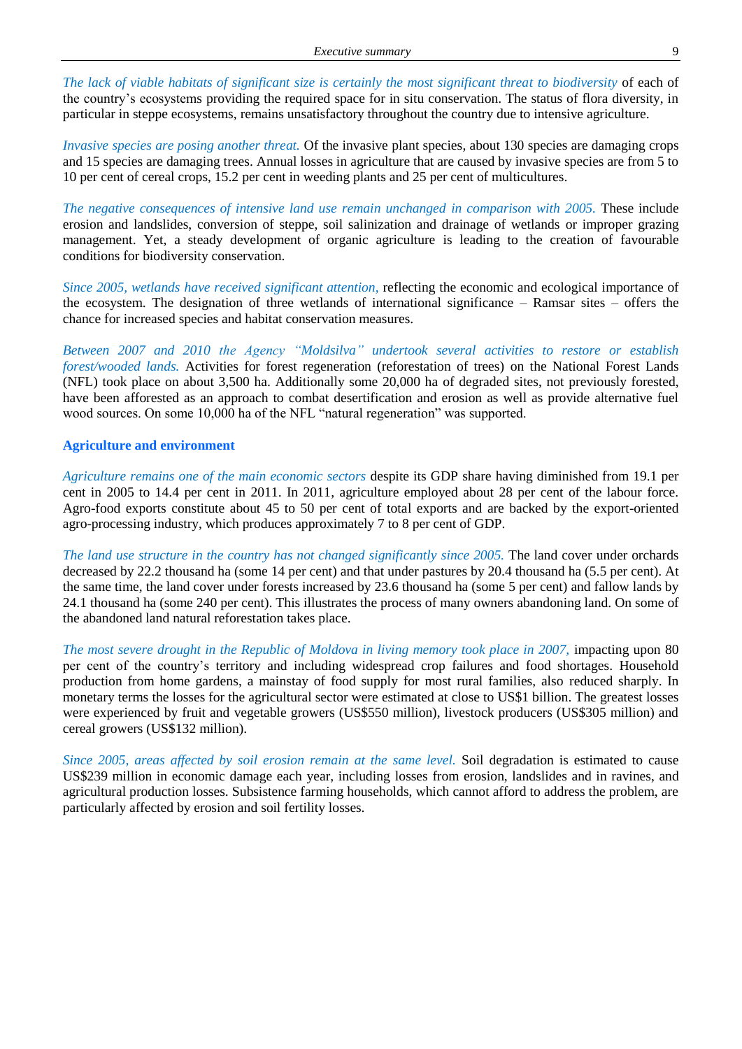*The lack of viable habitats of significant size is certainly the most significant threat to biodiversity* of each of the country's ecosystems providing the required space for in situ conservation. The status of flora diversity, in particular in steppe ecosystems, remains unsatisfactory throughout the country due to intensive agriculture.

*Invasive species are posing another threat.* Of the invasive plant species, about 130 species are damaging crops and 15 species are damaging trees. Annual losses in agriculture that are caused by invasive species are from 5 to 10 per cent of cereal crops, 15.2 per cent in weeding plants and 25 per cent of multicultures.

*The negative consequences of intensive land use remain unchanged in comparison with 2005.* These include erosion and landslides, conversion of steppe, soil salinization and drainage of wetlands or improper grazing management. Yet, a steady development of organic agriculture is leading to the creation of favourable conditions for biodiversity conservation.

*Since 2005, wetlands have received significant attention,* reflecting the economic and ecological importance of the ecosystem. The designation of three wetlands of international significance – Ramsar sites – offers the chance for increased species and habitat conservation measures.

*Between 2007 and 2010 the Agency "Moldsilva" undertook several activities to restore or establish forest/wooded lands.* Activities for forest regeneration (reforestation of trees) on the National Forest Lands (NFL) took place on about 3,500 ha. Additionally some 20,000 ha of degraded sites, not previously forested, have been afforested as an approach to combat desertification and erosion as well as provide alternative fuel wood sources. On some 10,000 ha of the NFL "natural regeneration" was supported.

### Agriculture and environment

*Agriculture remains one of the main economic sectors* despite its GDP share having diminished from 19.1 per cent in 2005 to 14.4 per cent in 2011. In 2011, agriculture employed about 28 per cent of the labour force. Agro-food exports constitute about 45 to 50 per cent of total exports and are backed by the export-oriented agro-processing industry, which produces approximately 7 to 8 per cent of GDP.

*The land use structure in the country has not changed significantly since 2005.* The land cover under orchards decreased by 22.2 thousand ha (some 14 per cent) and that under pastures by 20.4 thousand ha (5.5 per cent). At the same time, the land cover under forests increased by 23.6 thousand ha (some 5 per cent) and fallow lands by 24.1 thousand ha (some 240 per cent). This illustrates the process of many owners abandoning land. On some of the abandoned land natural reforestation takes place.

*The most severe drought in the Republic of Moldova in living memory took place in 2007,* impacting upon 80 per cent of the country's territory and including widespread crop failures and food shortages. Household production from home gardens, a mainstay of food supply for most rural families, also reduced sharply. In monetary terms the losses for the agricultural sector were estimated at close to US$1 billion. The greatest losses were experienced by fruit and vegetable growers (US$550 million), livestock producers (US$305 million) and cereal growers (US$132 million).

*Since 2005, areas affected by soil erosion remain at the same level.* Soil degradation is estimated to cause US$239 million in economic damage each year, including losses from erosion, landslides and in ravines, and agricultural production losses. Subsistence farming households, which cannot afford to address the problem, are particularly affected by erosion and soil fertility losses.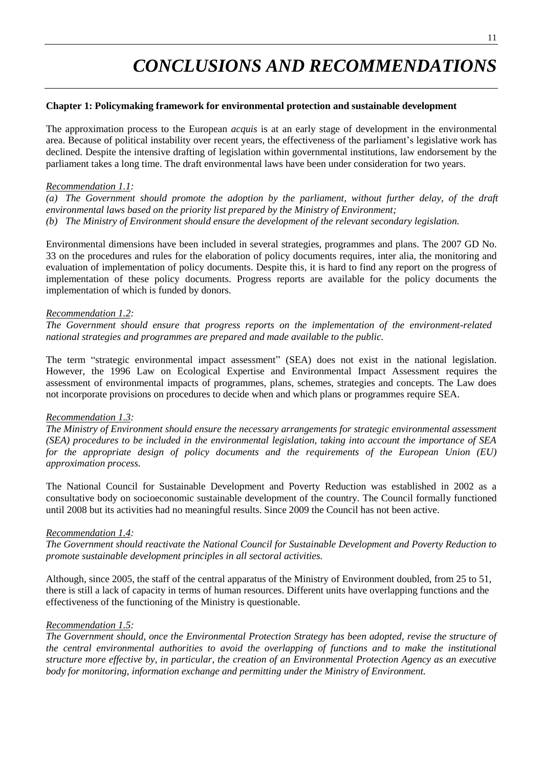# *CONCLUSIONS AND RECOMMENDATIONS*

**Chapter 1: Policymaking framework for environmental protection and sustainable development**

The approximation process to the European *acquis* is at an early stage of development in the environmental area. Because of political instability over recent years, the effectiveness of the parliament's legislative work has declined. Despite the intensive drafting of legislation within governmental institutions, law endorsement by the parliament takes a long time. The draft environmental laws have been under consideration for two years.

*Recommendation 1.1:*

*(a) The Government should promote the adoption by the parliament, without further delay, of the draft environmental laws based on the priority list prepared by the Ministry of Environment;*

*(b) The Ministry of Environment should ensure the development of the relevant secondary legislation.*

Environmental dimensions have been included in several strategies, programmes and plans. The 2007 GD No. 33 on the procedures and rules for the elaboration of policy documents requires, inter alia, the monitoring and evaluation of implementation of policy documents. Despite this, it is hard to find any report on the progress of implementation of these policy documents. Progress reports are available for the policy documents the implementation of which is funded by donors.

*Recommendation 1.2:*

*The Government should ensure that progress reports on the implementation of the environment-related national strategies and programmes are prepared and made available to the public.*

The term "strategic environmental impact assessment" (SEA) does not exist in the national legislation. However, the 1996 Law on Ecological Expertise and Environmental Impact Assessment requires the assessment of environmental impacts of programmes, plans, schemes, strategies and concepts. The Law does not incorporate provisions on procedures to decide when and which plans or programmes require SEA.

*Recommendation 1.3:*

*The Ministry of Environment should ensure the necessary arrangements for strategic environmental assessment (SEA) procedures to be included in the environmental legislation, taking into account the importance of SEA for the appropriate design of policy documents and the requirements of the European Union (EU) approximation process.*

The National Council for Sustainable Development and Poverty Reduction was established in 2002 as a consultative body on socioeconomic sustainable development of the country. The Council formally functioned until 2008 but its activities had no meaningful results. Since 2009 the Council has not been active.

*Recommendation 1.4:*

*The Government should reactivate the National Council for Sustainable Development and Poverty Reduction to promote sustainable development principles in all sectoral activities.*

Although, since 2005, the staff of the central apparatus of the Ministry of Environment doubled, from 25 to 51, there is still a lack of capacity in terms of human resources. Different units have overlapping functions and the effectiveness of the functioning of the Ministry is questionable.

*Recommendation 1.5:*

*The Government should, once the Environmental Protection Strategy has been adopted, revise the structure of the central environmental authorities to avoid the overlapping of functions and to make the institutional structure more effective by, in particular, the creation of an Environmental Protection Agency as an executive body for monitoring, information exchange and permitting under the Ministry of Environment.*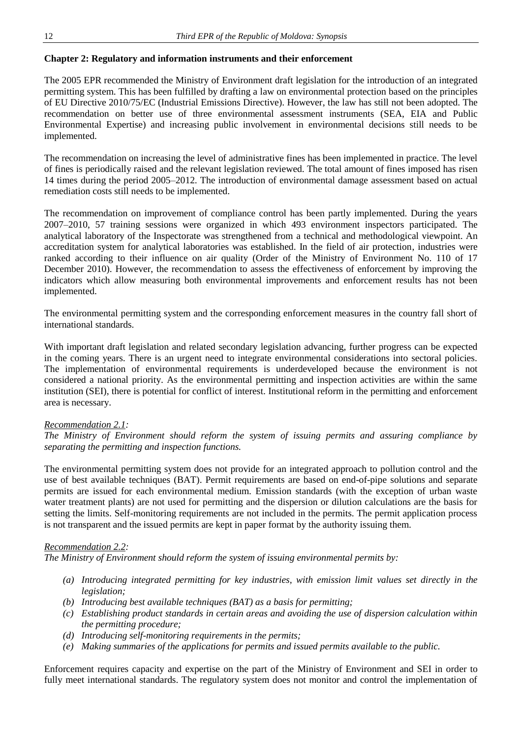### Chapter 2: Regulatory and information instruments and their enforcement

The 2005 EPR recommended the Ministry of Environment draft legislation for the introduction of an integrated permitting system. This has been fulfilled by drafting a law on environmental protection based on the principles of EU Directive 2010/75/EC (Industrial Emissions Directive). However, the law has still not been adopted. The recommendation on better use of three environmental assessment instruments (SEA, EIA and Public Environmental Expertise) and increasing public involvement in environmental decisions still needs to be implemented.

The recommendation on increasing the level of administrative fines has been implemented in practice. The level of fines is periodically raised and the relevant legislation reviewed. The total amount of fines imposed has risen 14 times during the period 2005–2012. The introduction of environmental damage assessment based on actual remediation costs still needs to be implemented.

The recommendation on improvement of compliance control has been partly implemented. During the years 2007–2010, 57 training sessions were organized in which 493 environment inspectors participated. The analytical laboratory of the Inspectorate was strengthened from a technical and methodological viewpoint. An accreditation system for analytical laboratories was established. In the field of air protection, industries were ranked according to their influence on air quality (Order of the Ministry of Environment No. 110 of 17 December 2010). However, the recommendation to assess the effectiveness of enforcement by improving the indicators which allow measuring both environmental improvements and enforcement results has not been implemented.

The environmental permitting system and the corresponding enforcement measures in the country fall short of international standards.

With important draft legislation and related secondary legislation advancing, further progress can be expected in the coming years. There is an urgent need to integrate environmental considerations into sectoral policies. The implementation of environmental requirements is underdeveloped because the environment is not considered a national priority. As the environmental permitting and inspection activities are within the same institution (SEI), there is potential for conflict of interest. Institutional reform in the permitting and enforcement area is necessary.

*Recommendation 2.1:*

*The Ministry of Environment should reform the system of issuing permits and assuring compliance by separating the permitting and inspection functions.*

The environmental permitting system does not provide for an integrated approach to pollution control and the use of best available techniques (BAT). Permit requirements are based on end-of-pipe solutions and separate permits are issued for each environmental medium. Emission standards (with the exception of urban waste water treatment plants) are not used for permitting and the dispersion or dilution calculations are the basis for setting the limits. Self-monitoring requirements are not included in the permits. The permit application process is not transparent and the issued permits are kept in paper format by the authority issuing them.

*Recommendation 2.2:*

*The Ministry of Environment should reform the system of issuing environmental permits by:*

- *(a) Introducing integrated permitting for key industries, with emission limit values set directly in the legislation;*
- *(b) Introducing best available techniques (BAT) as a basis for permitting;*
- *(c) Establishing product standards in certain areas and avoiding the use of dispersion calculation within the permitting procedure;*
- *(d) Introducing self-monitoring requirements in the permits;*
- *(e) Making summaries of the applications for permits and issued permits available to the public.*

Enforcement requires capacity and expertise on the part of the Ministry of Environment and SEI in order to fully meet international standards. The regulatory system does not monitor and control the implementation of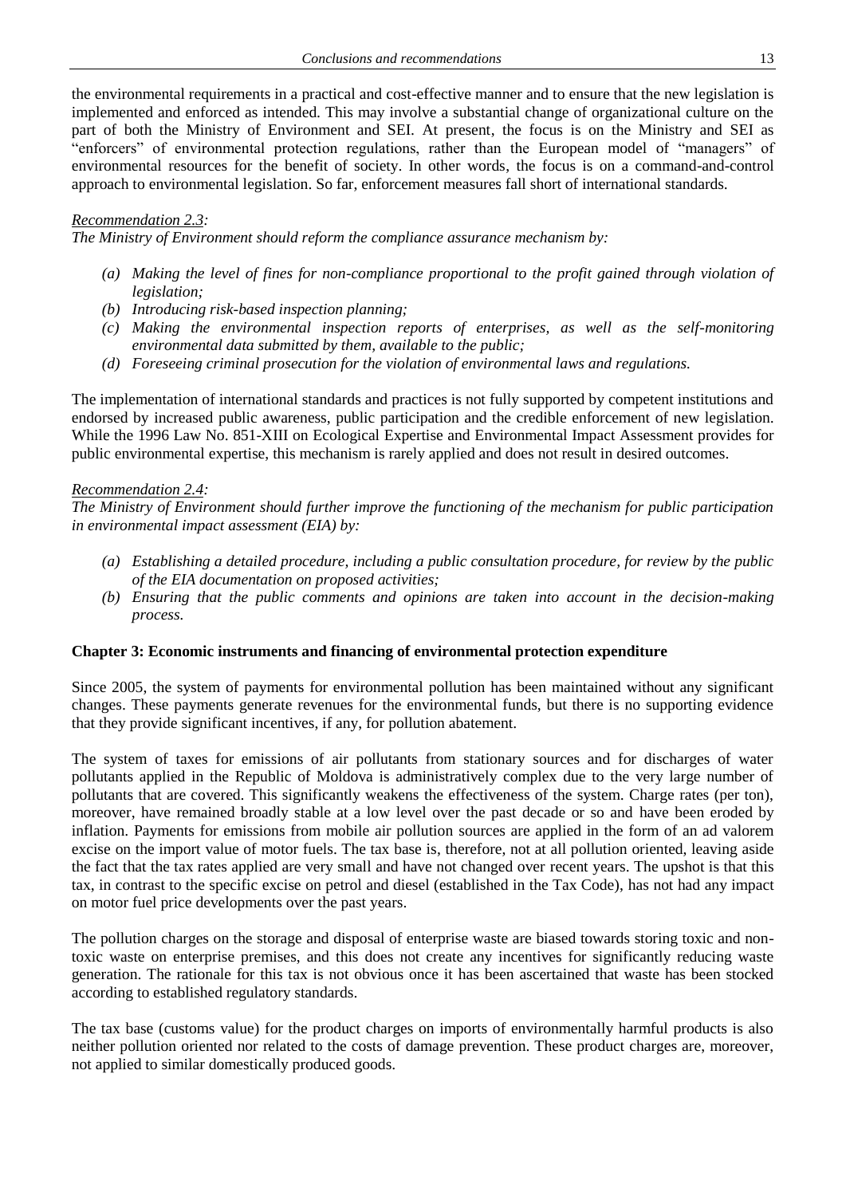the environmental requirements in a practical and cost-effective manner and to ensure that the new legislation is implemented and enforced as intended. This may involve a substantial change of organizational culture on the part of both the Ministry of Environment and SEI. At present, the focus is on the Ministry and SEI as "enforcers" of environmental protection regulations, rather than the European model of "managers" of environmental resources for the benefit of society. In other words, the focus is on a command-and-control approach to environmental legislation. So far, enforcement measures fall short of international standards.

*<u>Recommendation 2.3</u>:*

*The Ministry of Environment should reform the compliance assurance mechanism by:*

- *(a) Making the level of fines for non-compliance proportional to the profit gained through violation of legislation;*
- *(b) Introducing risk-based inspection planning;*
- *(c) Making the environmental inspection reports of enterprises, as well as the self-monitoring environmental data submitted by them, available to the public;*
- *(d) Foreseeing criminal prosecution for the violation of environmental laws and regulations.*

The implementation of international standards and practices is not fully supported by competent institutions and endorsed by increased public awareness, public participation and the credible enforcement of new legislation. While the 1996 Law No. 851-XIII on Ecological Expertise and Environmental Impact Assessment provides for public environmental expertise, this mechanism is rarely applied and does not result in desired outcomes.

*<u>Recommendation 2.4</u>:*

*The Ministry of Environment should further improve the functioning of the mechanism for public participation in environmental impact assessment (EIA) by:*

- *(a) Establishing a detailed procedure, including a public consultation procedure, for review by the public of the EIA documentation on proposed activities;*
- *(b) Ensuring that the public comments and opinions are taken into account in the decision-making process.*

**Chapter 3: Economic instruments and financing of environmental protection expenditure**

Since 2005, the system of payments for environmental pollution has been maintained without any significant changes. These payments generate revenues for the environmental funds, but there is no supporting evidence that they provide significant incentives, if any, for pollution abatement.

The system of taxes for emissions of air pollutants from stationary sources and for discharges of water pollutants applied in the Republic of Moldova is administratively complex due to the very large number of pollutants that are covered. This significantly weakens the effectiveness of the system. Charge rates (per ton), moreover, have remained broadly stable at a low level over the past decade or so and have been eroded by inflation. Payments for emissions from mobile air pollution sources are applied in the form of an ad valorem excise on the import value of motor fuels. The tax base is, therefore, not at all pollution oriented, leaving aside the fact that the tax rates applied are very small and have not changed over recent years. The upshot is that this tax, in contrast to the specific excise on petrol and diesel (established in the Tax Code), has not had any impact on motor fuel price developments over the past years.

The pollution charges on the storage and disposal of enterprise waste are biased towards storing toxic and non-toxic waste on enterprise premises, and this does not create any incentives for significantly reducing waste generation. The rationale for this tax is not obvious once it has been ascertained that waste has been stocked according to established regulatory standards.

The tax base (customs value) for the product charges on imports of environmentally harmful products is also neither pollution oriented nor related to the costs of damage prevention. These product charges are, moreover, not applied to similar domestically produced goods.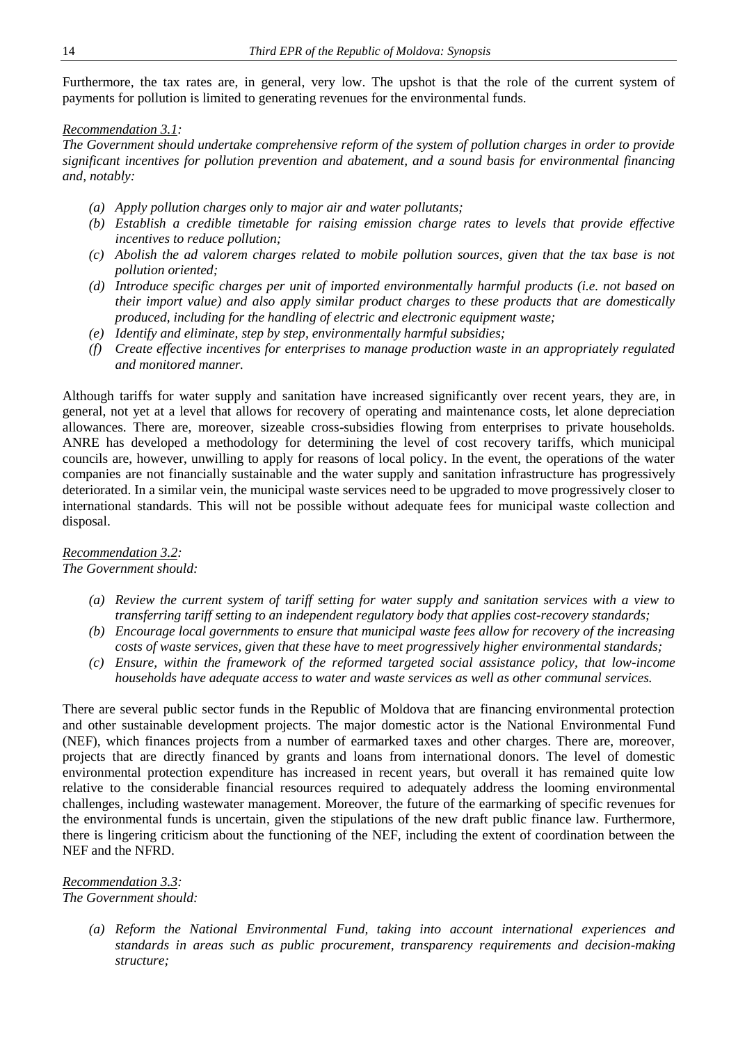Furthermore, the tax rates are, in general, very low. The upshot is that the role of the current system of payments for pollution is limited to generating revenues for the environmental funds.

*Recommendation 3.1:*
*The Government should undertake comprehensive reform of the system of pollution charges in order to provide significant incentives for pollution prevention and abatement, and a sound basis for environmental financing and, notably:*

- *(a) Apply pollution charges only to major air and water pollutants;*
- *(b) Establish a credible timetable for raising emission charge rates to levels that provide effective incentives to reduce pollution;*
- *(c) Abolish the ad valorem charges related to mobile pollution sources, given that the tax base is not pollution oriented;*
- *(d) Introduce specific charges per unit of imported environmentally harmful products (i.e. not based on their import value) and also apply similar product charges to these products that are domestically produced, including for the handling of electric and electronic equipment waste;*
- *(e) Identify and eliminate, step by step, environmentally harmful subsidies;*
- *(f) Create effective incentives for enterprises to manage production waste in an appropriately regulated and monitored manner.*

Although tariffs for water supply and sanitation have increased significantly over recent years, they are, in general, not yet at a level that allows for recovery of operating and maintenance costs, let alone depreciation allowances. There are, moreover, sizeable cross-subsidies flowing from enterprises to private households. ANRE has developed a methodology for determining the level of cost recovery tariffs, which municipal councils are, however, unwilling to apply for reasons of local policy. In the event, the operations of the water companies are not financially sustainable and the water supply and sanitation infrastructure has progressively deteriorated. In a similar vein, the municipal waste services need to be upgraded to move progressively closer to international standards. This will not be possible without adequate fees for municipal waste collection and disposal.

*Recommendation 3.2:*
*The Government should:*

- *(a) Review the current system of tariff setting for water supply and sanitation services with a view to transferring tariff setting to an independent regulatory body that applies cost-recovery standards;*
- *(b) Encourage local governments to ensure that municipal waste fees allow for recovery of the increasing costs of waste services, given that these have to meet progressively higher environmental standards;*
- *(c) Ensure, within the framework of the reformed targeted social assistance policy, that low-income households have adequate access to water and waste services as well as other communal services.*

There are several public sector funds in the Republic of Moldova that are financing environmental protection and other sustainable development projects. The major domestic actor is the National Environmental Fund (NEF), which finances projects from a number of earmarked taxes and other charges. There are, moreover, projects that are directly financed by grants and loans from international donors. The level of domestic environmental protection expenditure has increased in recent years, but overall it has remained quite low relative to the considerable financial resources required to adequately address the looming environmental challenges, including wastewater management. Moreover, the future of the earmarking of specific revenues for the environmental funds is uncertain, given the stipulations of the new draft public finance law. Furthermore, there is lingering criticism about the functioning of the NEF, including the extent of coordination between the NEF and the NFRD.

*Recommendation 3.3:*
*The Government should:*

- *(a) Reform the National Environmental Fund, taking into account international experiences and standards in areas such as public procurement, transparency requirements and decision-making structure;*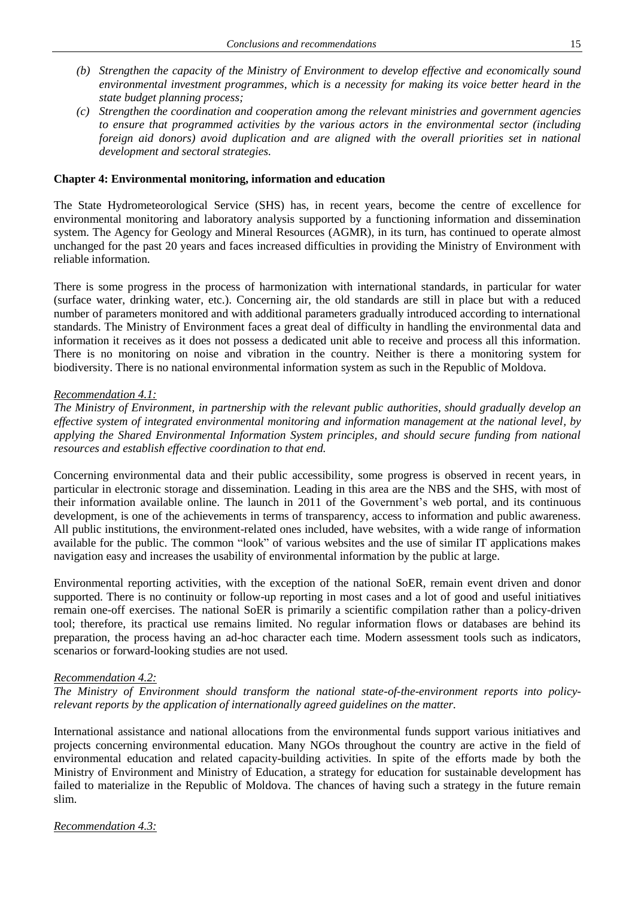*(b) Strengthen the capacity of the Ministry of Environment to develop effective and economically sound environmental investment programmes, which is a necessity for making its voice better heard in the state budget planning process;*

*(c) Strengthen the coordination and cooperation among the relevant ministries and government agencies to ensure that programmed activities by the various actors in the environmental sector (including foreign aid donors) avoid duplication and are aligned with the overall priorities set in national development and sectoral strategies.*

**Chapter 4: Environmental monitoring, information and education**

The State Hydrometeorological Service (SHS) has, in recent years, become the centre of excellence for environmental monitoring and laboratory analysis supported by a functioning information and dissemination system. The Agency for Geology and Mineral Resources (AGMR), in its turn, has continued to operate almost unchanged for the past 20 years and faces increased difficulties in providing the Ministry of Environment with reliable information.

There is some progress in the process of harmonization with international standards, in particular for water (surface water, drinking water, etc.). Concerning air, the old standards are still in place but with a reduced number of parameters monitored and with additional parameters gradually introduced according to international standards. The Ministry of Environment faces a great deal of difficulty in handling the environmental data and information it receives as it does not possess a dedicated unit able to receive and process all this information. There is no monitoring on noise and vibration in the country. Neither is there a monitoring system for biodiversity. There is no national environmental information system as such in the Republic of Moldova.

*Recommendation 4.1:*

*The Ministry of Environment, in partnership with the relevant public authorities, should gradually develop an effective system of integrated environmental monitoring and information management at the national level, by applying the Shared Environmental Information System principles, and should secure funding from national resources and establish effective coordination to that end.*

Concerning environmental data and their public accessibility, some progress is observed in recent years, in particular in electronic storage and dissemination. Leading in this area are the NBS and the SHS, with most of their information available online. The launch in 2011 of the Government's web portal, and its continuous development, is one of the achievements in terms of transparency, access to information and public awareness. All public institutions, the environment-related ones included, have websites, with a wide range of information available for the public. The common "look" of various websites and the use of similar IT applications makes navigation easy and increases the usability of environmental information by the public at large.

Environmental reporting activities, with the exception of the national SoER, remain event driven and donor supported. There is no continuity or follow-up reporting in most cases and a lot of good and useful initiatives remain one-off exercises. The national SoER is primarily a scientific compilation rather than a policy-driven tool; therefore, its practical use remains limited. No regular information flows or databases are behind its preparation, the process having an ad-hoc character each time. Modern assessment tools such as indicators, scenarios or forward-looking studies are not used.

*Recommendation 4.2:*

*The Ministry of Environment should transform the national state-of-the-environment reports into policy-relevant reports by the application of internationally agreed guidelines on the matter.*

International assistance and national allocations from the environmental funds support various initiatives and projects concerning environmental education. Many NGOs throughout the country are active in the field of environmental education and related capacity-building activities. In spite of the efforts made by both the Ministry of Environment and Ministry of Education, a strategy for education for sustainable development has failed to materialize in the Republic of Moldova. The chances of having such a strategy in the future remain slim.

*Recommendation 4.3:*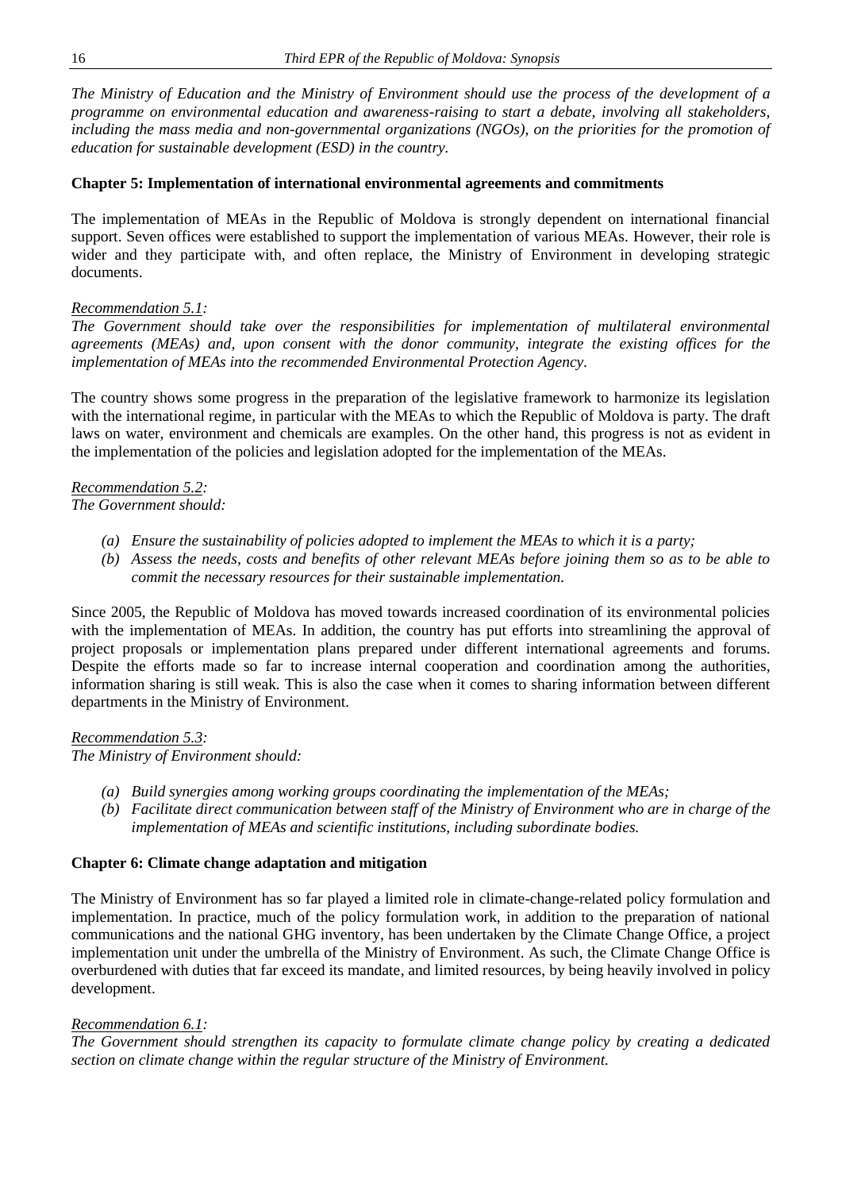*The Ministry of Education and the Ministry of Environment should use the process of the development of a programme on environmental education and awareness-raising to start a debate, involving all stakeholders, including the mass media and non-governmental organizations (NGOs), on the priorities for the promotion of education for sustainable development (ESD) in the country.*

**Chapter 5: Implementation of international environmental agreements and commitments**

The implementation of MEAs in the Republic of Moldova is strongly dependent on international financial support. Seven offices were established to support the implementation of various MEAs. However, their role is wider and they participate with, and often replace, the Ministry of Environment in developing strategic documents.

*Recommendation 5.1:*
*The Government should take over the responsibilities for implementation of multilateral environmental agreements (MEAs) and, upon consent with the donor community, integrate the existing offices for the implementation of MEAs into the recommended Environmental Protection Agency.*

The country shows some progress in the preparation of the legislative framework to harmonize its legislation with the international regime, in particular with the MEAs to which the Republic of Moldova is party. The draft laws on water, environment and chemicals are examples. On the other hand, this progress is not as evident in the implementation of the policies and legislation adopted for the implementation of the MEAs.

*Recommendation 5.2:*
*The Government should:*

- *(a) Ensure the sustainability of policies adopted to implement the MEAs to which it is a party;*
- *(b) Assess the needs, costs and benefits of other relevant MEAs before joining them so as to be able to commit the necessary resources for their sustainable implementation.*

Since 2005, the Republic of Moldova has moved towards increased coordination of its environmental policies with the implementation of MEAs. In addition, the country has put efforts into streamlining the approval of project proposals or implementation plans prepared under different international agreements and forums. Despite the efforts made so far to increase internal cooperation and coordination among the authorities, information sharing is still weak. This is also the case when it comes to sharing information between different departments in the Ministry of Environment.

*Recommendation 5.3:*
*The Ministry of Environment should:*

- *(a) Build synergies among working groups coordinating the implementation of the MEAs;*
- *(b) Facilitate direct communication between staff of the Ministry of Environment who are in charge of the implementation of MEAs and scientific institutions, including subordinate bodies.*

**Chapter 6: Climate change adaptation and mitigation**

The Ministry of Environment has so far played a limited role in climate-change-related policy formulation and implementation. In practice, much of the policy formulation work, in addition to the preparation of national communications and the national GHG inventory, has been undertaken by the Climate Change Office, a project implementation unit under the umbrella of the Ministry of Environment. As such, the Climate Change Office is overburdened with duties that far exceed its mandate, and limited resources, by being heavily involved in policy development.

*Recommendation 6.1:*
*The Government should strengthen its capacity to formulate climate change policy by creating a dedicated section on climate change within the regular structure of the Ministry of Environment.*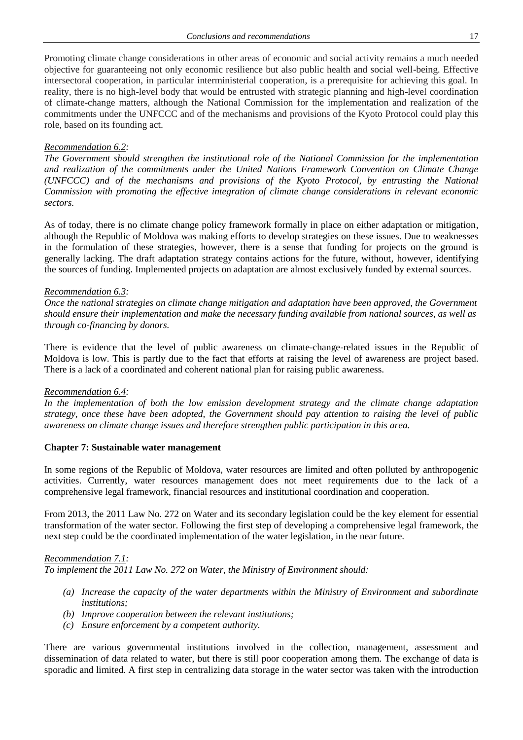Promoting climate change considerations in other areas of economic and social activity remains a much needed objective for guaranteeing not only economic resilience but also public health and social well-being. Effective intersectoral cooperation, in particular interministerial cooperation, is a prerequisite for achieving this goal. In reality, there is no high-level body that would be entrusted with strategic planning and high-level coordination of climate-change matters, although the National Commission for the implementation and realization of the commitments under the UNFCCC and of the mechanisms and provisions of the Kyoto Protocol could play this role, based on its founding act.

*Recommendation 6.2:*
*The Government should strengthen the institutional role of the National Commission for the implementation and realization of the commitments under the United Nations Framework Convention on Climate Change (UNFCCC) and of the mechanisms and provisions of the Kyoto Protocol, by entrusting the National Commission with promoting the effective integration of climate change considerations in relevant economic sectors.*

As of today, there is no climate change policy framework formally in place on either adaptation or mitigation, although the Republic of Moldova was making efforts to develop strategies on these issues. Due to weaknesses in the formulation of these strategies, however, there is a sense that funding for projects on the ground is generally lacking. The draft adaptation strategy contains actions for the future, without, however, identifying the sources of funding. Implemented projects on adaptation are almost exclusively funded by external sources.

*Recommendation 6.3:*
*Once the national strategies on climate change mitigation and adaptation have been approved, the Government should ensure their implementation and make the necessary funding available from national sources, as well as through co-financing by donors.*

There is evidence that the level of public awareness on climate-change-related issues in the Republic of Moldova is low. This is partly due to the fact that efforts at raising the level of awareness are project based. There is a lack of a coordinated and coherent national plan for raising public awareness.

*Recommendation 6.4:*
*In the implementation of both the low emission development strategy and the climate change adaptation strategy, once these have been adopted, the Government should pay attention to raising the level of public awareness on climate change issues and therefore strengthen public participation in this area.*

**Chapter 7: Sustainable water management**

In some regions of the Republic of Moldova, water resources are limited and often polluted by anthropogenic activities. Currently, water resources management does not meet requirements due to the lack of a comprehensive legal framework, financial resources and institutional coordination and cooperation.

From 2013, the 2011 Law No. 272 on Water and its secondary legislation could be the key element for essential transformation of the water sector. Following the first step of developing a comprehensive legal framework, the next step could be the coordinated implementation of the water legislation, in the near future.

*Recommendation 7.1:*
*To implement the 2011 Law No. 272 on Water, the Ministry of Environment should:*

- *(a) Increase the capacity of the water departments within the Ministry of Environment and subordinate institutions;*
- *(b) Improve cooperation between the relevant institutions;*
- *(c) Ensure enforcement by a competent authority.*

There are various governmental institutions involved in the collection, management, assessment and dissemination of data related to water, but there is still poor cooperation among them. The exchange of data is sporadic and limited. A first step in centralizing data storage in the water sector was taken with the introduction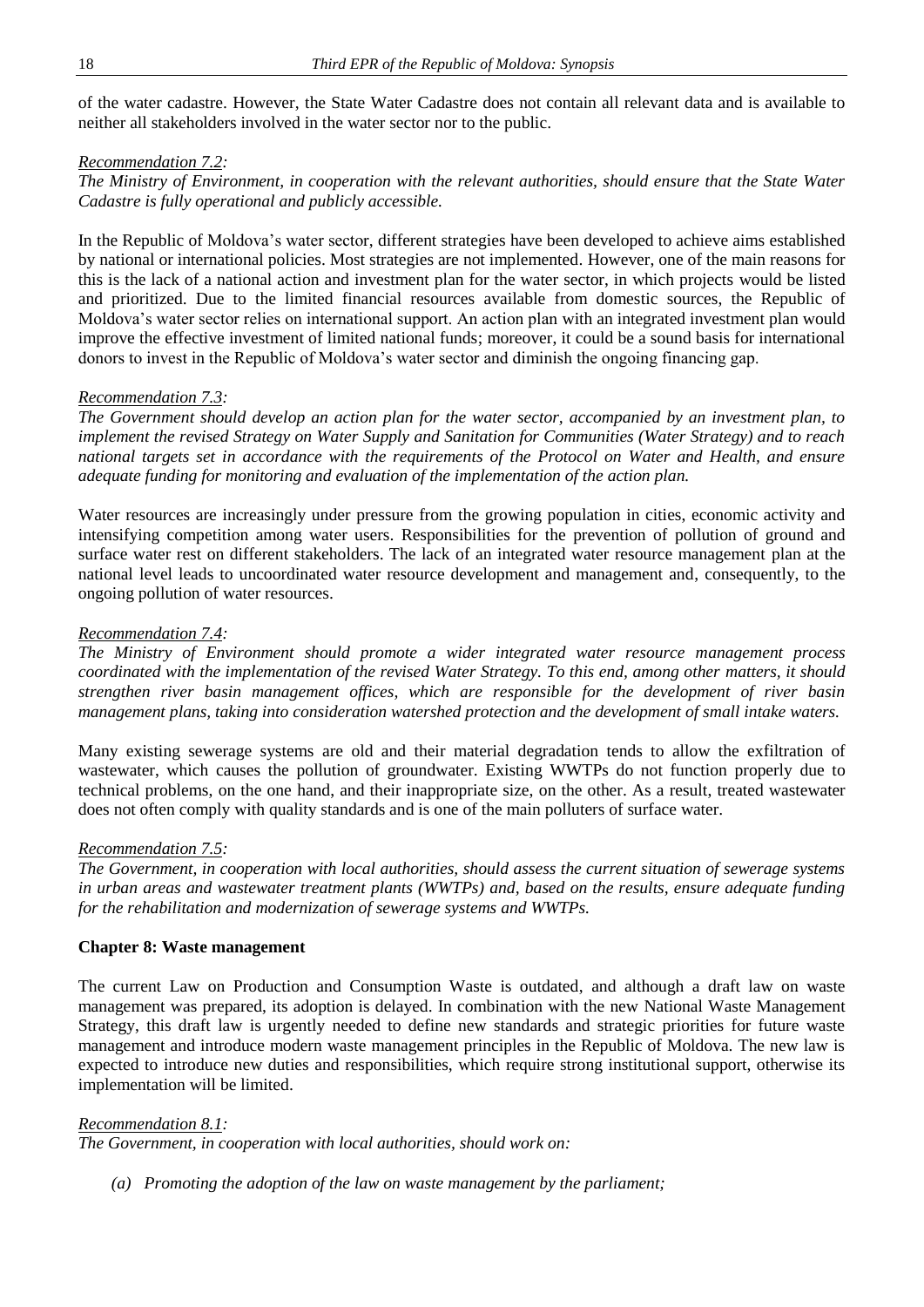of the water cadastre. However, the State Water Cadastre does not contain all relevant data and is available to neither all stakeholders involved in the water sector nor to the public.

*Recommendation 7.2:*
*The Ministry of Environment, in cooperation with the relevant authorities, should ensure that the State Water Cadastre is fully operational and publicly accessible.*

In the Republic of Moldova's water sector, different strategies have been developed to achieve aims established by national or international policies. Most strategies are not implemented. However, one of the main reasons for this is the lack of a national action and investment plan for the water sector, in which projects would be listed and prioritized. Due to the limited financial resources available from domestic sources, the Republic of Moldova's water sector relies on international support. An action plan with an integrated investment plan would improve the effective investment of limited national funds; moreover, it could be a sound basis for international donors to invest in the Republic of Moldova's water sector and diminish the ongoing financing gap.

*Recommendation 7.3:*
*The Government should develop an action plan for the water sector, accompanied by an investment plan, to implement the revised Strategy on Water Supply and Sanitation for Communities (Water Strategy) and to reach national targets set in accordance with the requirements of the Protocol on Water and Health, and ensure adequate funding for monitoring and evaluation of the implementation of the action plan.*

Water resources are increasingly under pressure from the growing population in cities, economic activity and intensifying competition among water users. Responsibilities for the prevention of pollution of ground and surface water rest on different stakeholders. The lack of an integrated water resource management plan at the national level leads to uncoordinated water resource development and management and, consequently, to the ongoing pollution of water resources.

*Recommendation 7.4:*
*The Ministry of Environment should promote a wider integrated water resource management process coordinated with the implementation of the revised Water Strategy. To this end, among other matters, it should strengthen river basin management offices, which are responsible for the development of river basin management plans, taking into consideration watershed protection and the development of small intake waters.*

Many existing sewerage systems are old and their material degradation tends to allow the exfiltration of wastewater, which causes the pollution of groundwater. Existing WWTPs do not function properly due to technical problems, on the one hand, and their inappropriate size, on the other. As a result, treated wastewater does not often comply with quality standards and is one of the main polluters of surface water.

*Recommendation 7.5:*
*The Government, in cooperation with local authorities, should assess the current situation of sewerage systems in urban areas and wastewater treatment plants (WWTPs) and, based on the results, ensure adequate funding for the rehabilitation and modernization of sewerage systems and WWTPs.*

**Chapter 8: Waste management**

The current Law on Production and Consumption Waste is outdated, and although a draft law on waste management was prepared, its adoption is delayed. In combination with the new National Waste Management Strategy, this draft law is urgently needed to define new standards and strategic priorities for future waste management and introduce modern waste management principles in the Republic of Moldova. The new law is expected to introduce new duties and responsibilities, which require strong institutional support, otherwise its implementation will be limited.

*Recommendation 8.1:*
*The Government, in cooperation with local authorities, should work on:*

*(a) Promoting the adoption of the law on waste management by the parliament;*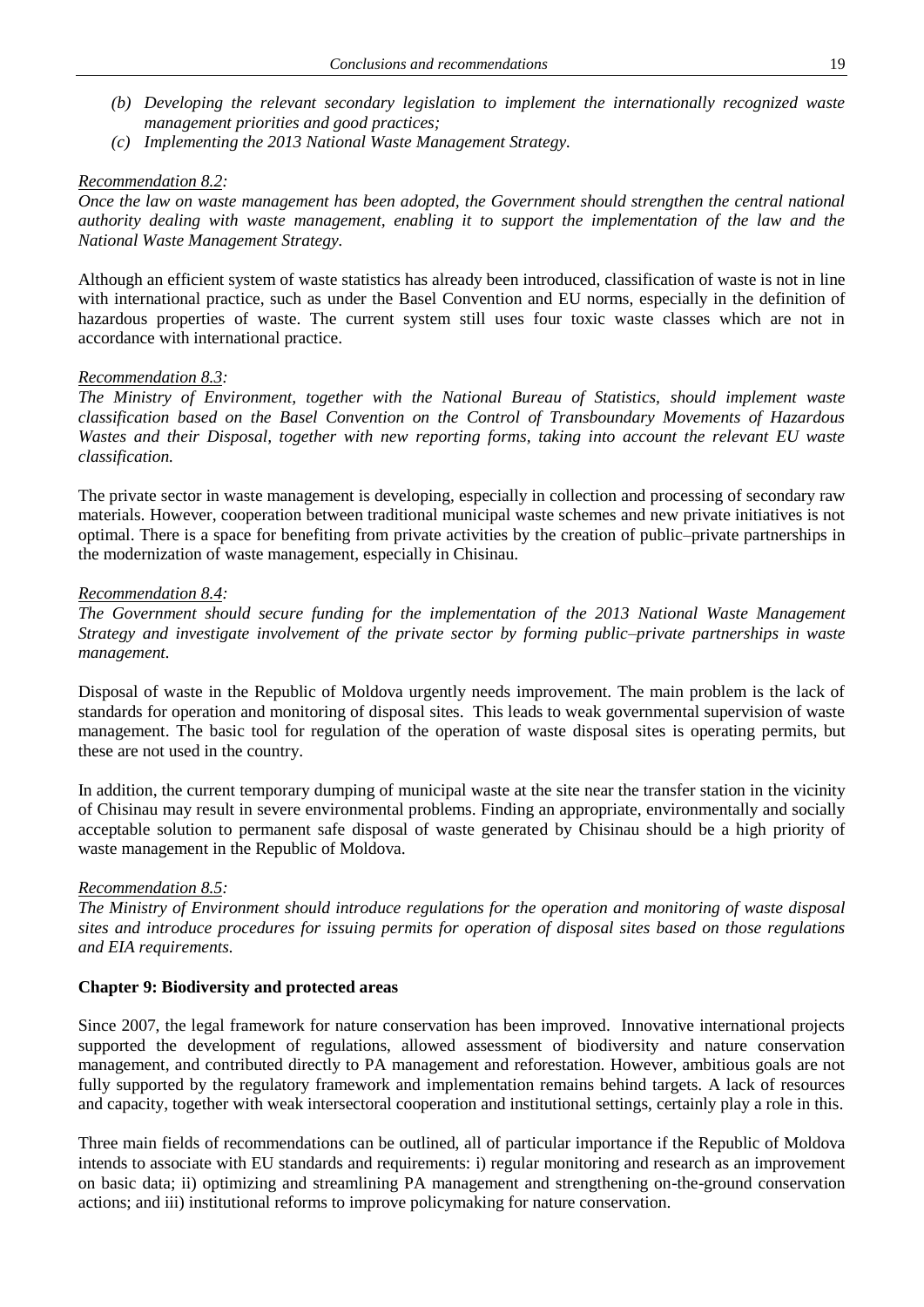*(b) Developing the relevant secondary legislation to implement the internationally recognized waste management priorities and good practices;*

*(c) Implementing the 2013 National Waste Management Strategy.*

*Recommendation 8.2:*

*Once the law on waste management has been adopted, the Government should strengthen the central national authority dealing with waste management, enabling it to support the implementation of the law and the National Waste Management Strategy.*

Although an efficient system of waste statistics has already been introduced, classification of waste is not in line with international practice, such as under the Basel Convention and EU norms, especially in the definition of hazardous properties of waste. The current system still uses four toxic waste classes which are not in accordance with international practice.

*Recommendation 8.3:*

*The Ministry of Environment, together with the National Bureau of Statistics, should implement waste classification based on the Basel Convention on the Control of Transboundary Movements of Hazardous Wastes and their Disposal, together with new reporting forms, taking into account the relevant EU waste classification.*

The private sector in waste management is developing, especially in collection and processing of secondary raw materials. However, cooperation between traditional municipal waste schemes and new private initiatives is not optimal. There is a space for benefiting from private activities by the creation of public–private partnerships in the modernization of waste management, especially in Chisinau.

*Recommendation 8.4:*

*The Government should secure funding for the implementation of the 2013 National Waste Management Strategy and investigate involvement of the private sector by forming public–private partnerships in waste management.*

Disposal of waste in the Republic of Moldova urgently needs improvement. The main problem is the lack of standards for operation and monitoring of disposal sites. This leads to weak governmental supervision of waste management. The basic tool for regulation of the operation of waste disposal sites is operating permits, but these are not used in the country.

In addition, the current temporary dumping of municipal waste at the site near the transfer station in the vicinity of Chisinau may result in severe environmental problems. Finding an appropriate, environmentally and socially acceptable solution to permanent safe disposal of waste generated by Chisinau should be a high priority of waste management in the Republic of Moldova.

*Recommendation 8.5:*

*The Ministry of Environment should introduce regulations for the operation and monitoring of waste disposal sites and introduce procedures for issuing permits for operation of disposal sites based on those regulations and EIA requirements.*

**Chapter 9: Biodiversity and protected areas**

Since 2007, the legal framework for nature conservation has been improved. Innovative international projects supported the development of regulations, allowed assessment of biodiversity and nature conservation management, and contributed directly to PA management and reforestation. However, ambitious goals are not fully supported by the regulatory framework and implementation remains behind targets. A lack of resources and capacity, together with weak intersectoral cooperation and institutional settings, certainly play a role in this.

Three main fields of recommendations can be outlined, all of particular importance if the Republic of Moldova intends to associate with EU standards and requirements: i) regular monitoring and research as an improvement on basic data; ii) optimizing and streamlining PA management and strengthening on-the-ground conservation actions; and iii) institutional reforms to improve policymaking for nature conservation.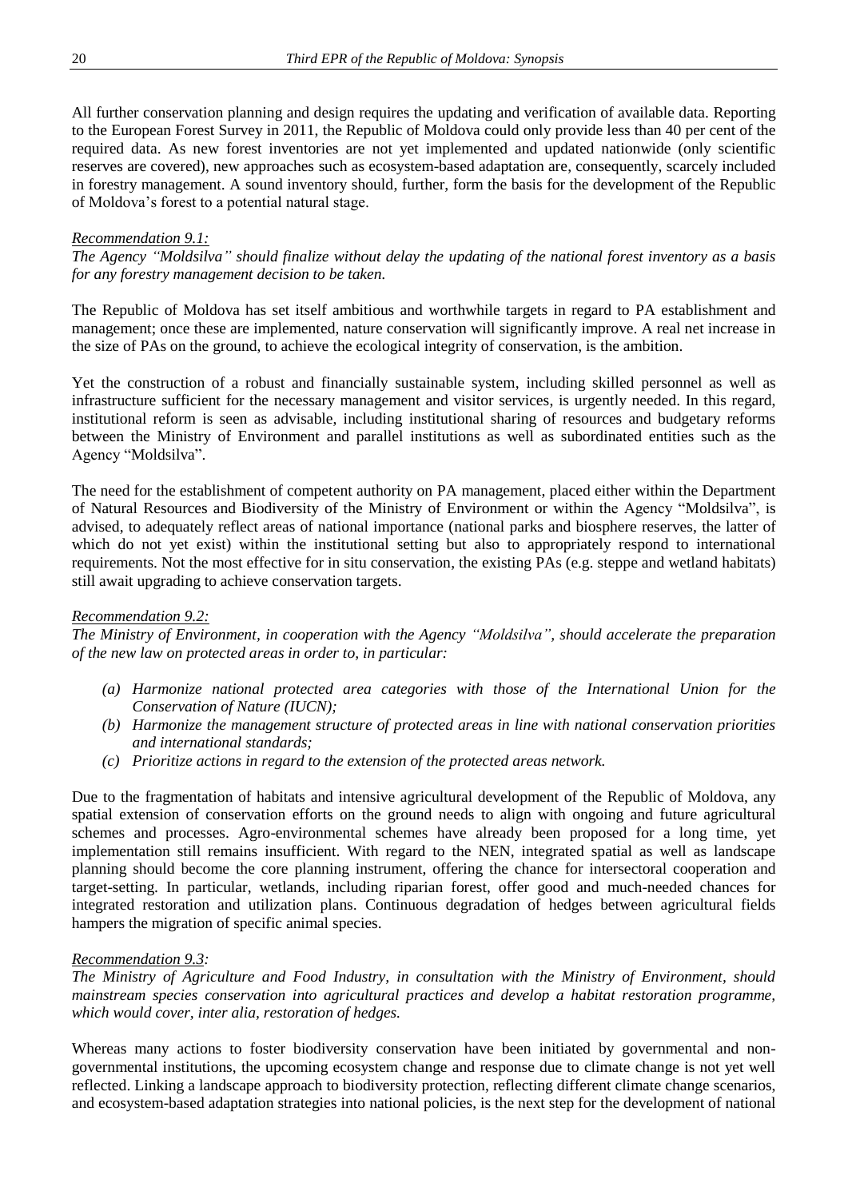All further conservation planning and design requires the updating and verification of available data. Reporting to the European Forest Survey in 2011, the Republic of Moldova could only provide less than 40 per cent of the required data. As new forest inventories are not yet implemented and updated nationwide (only scientific reserves are covered), new approaches such as ecosystem-based adaptation are, consequently, scarcely included in forestry management. A sound inventory should, further, form the basis for the development of the Republic of Moldova's forest to a potential natural stage.

*Recommendation 9.1:*

*The Agency "Moldsilva" should finalize without delay the updating of the national forest inventory as a basis for any forestry management decision to be taken.*

The Republic of Moldova has set itself ambitious and worthwhile targets in regard to PA establishment and management; once these are implemented, nature conservation will significantly improve. A real net increase in the size of PAs on the ground, to achieve the ecological integrity of conservation, is the ambition.

Yet the construction of a robust and financially sustainable system, including skilled personnel as well as infrastructure sufficient for the necessary management and visitor services, is urgently needed. In this regard, institutional reform is seen as advisable, including institutional sharing of resources and budgetary reforms between the Ministry of Environment and parallel institutions as well as subordinated entities such as the Agency "Moldsilva".

The need for the establishment of competent authority on PA management, placed either within the Department of Natural Resources and Biodiversity of the Ministry of Environment or within the Agency "Moldsilva", is advised, to adequately reflect areas of national importance (national parks and biosphere reserves, the latter of which do not yet exist) within the institutional setting but also to appropriately respond to international requirements. Not the most effective for in situ conservation, the existing PAs (e.g. steppe and wetland habitats) still await upgrading to achieve conservation targets.

*Recommendation 9.2:*

*The Ministry of Environment, in cooperation with the Agency "Moldsilva", should accelerate the preparation of the new law on protected areas in order to, in particular:*

- *(a) Harmonize national protected area categories with those of the International Union for the Conservation of Nature (IUCN);*
- *(b) Harmonize the management structure of protected areas in line with national conservation priorities and international standards;*
- *(c) Prioritize actions in regard to the extension of the protected areas network.*

Due to the fragmentation of habitats and intensive agricultural development of the Republic of Moldova, any spatial extension of conservation efforts on the ground needs to align with ongoing and future agricultural schemes and processes. Agro-environmental schemes have already been proposed for a long time, yet implementation still remains insufficient. With regard to the NEN, integrated spatial as well as landscape planning should become the core planning instrument, offering the chance for intersectoral cooperation and target-setting. In particular, wetlands, including riparian forest, offer good and much-needed chances for integrated restoration and utilization plans. Continuous degradation of hedges between agricultural fields hampers the migration of specific animal species.

*Recommendation 9.3:*

*The Ministry of Agriculture and Food Industry, in consultation with the Ministry of Environment, should mainstream species conservation into agricultural practices and develop a habitat restoration programme, which would cover, inter alia, restoration of hedges.*

Whereas many actions to foster biodiversity conservation have been initiated by governmental and non-governmental institutions, the upcoming ecosystem change and response due to climate change is not yet well reflected. Linking a landscape approach to biodiversity protection, reflecting different climate change scenarios, and ecosystem-based adaptation strategies into national policies, is the next step for the development of national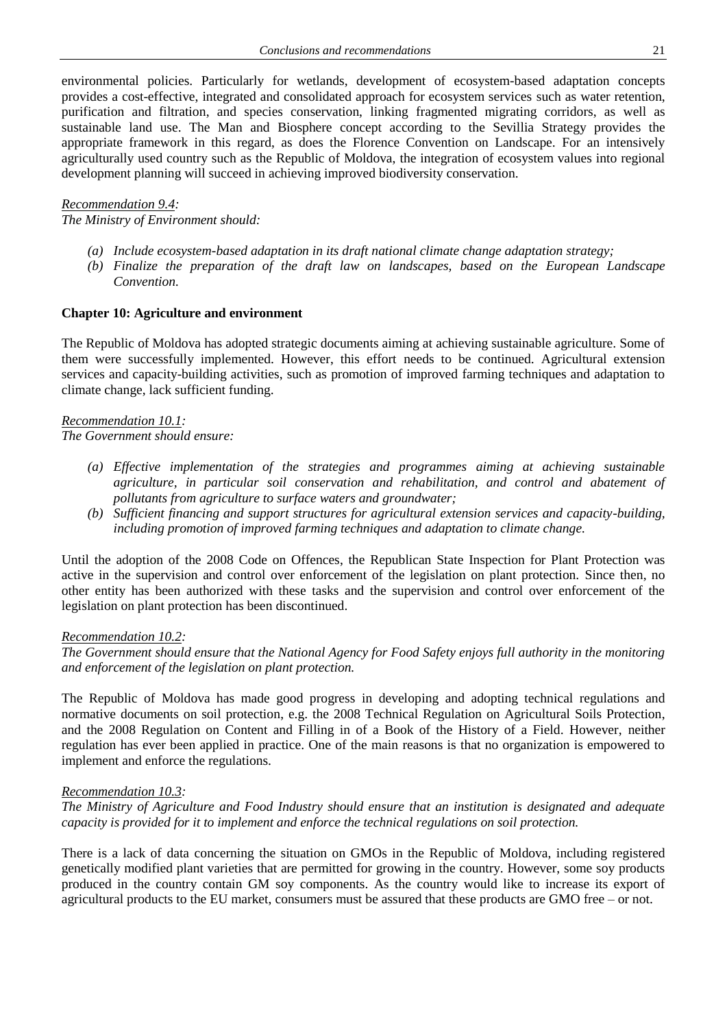environmental policies. Particularly for wetlands, development of ecosystem-based adaptation concepts provides a cost-effective, integrated and consolidated approach for ecosystem services such as water retention, purification and filtration, and species conservation, linking fragmented migrating corridors, as well as sustainable land use. The Man and Biosphere concept according to the Sevillia Strategy provides the appropriate framework in this regard, as does the Florence Convention on Landscape. For an intensively agriculturally used country such as the Republic of Moldova, the integration of ecosystem values into regional development planning will succeed in achieving improved biodiversity conservation.

*Recommendation 9.4:*
*The Ministry of Environment should:*

- *(a) Include ecosystem-based adaptation in its draft national climate change adaptation strategy;*
- *(b) Finalize the preparation of the draft law on landscapes, based on the European Landscape Convention.*

**Chapter 10: Agriculture and environment**

The Republic of Moldova has adopted strategic documents aiming at achieving sustainable agriculture. Some of them were successfully implemented. However, this effort needs to be continued. Agricultural extension services and capacity-building activities, such as promotion of improved farming techniques and adaptation to climate change, lack sufficient funding.

*Recommendation 10.1:*
*The Government should ensure:*

- *(a) Effective implementation of the strategies and programmes aiming at achieving sustainable agriculture, in particular soil conservation and rehabilitation, and control and abatement of pollutants from agriculture to surface waters and groundwater;*
- *(b) Sufficient financing and support structures for agricultural extension services and capacity-building, including promotion of improved farming techniques and adaptation to climate change.*

Until the adoption of the 2008 Code on Offences, the Republican State Inspection for Plant Protection was active in the supervision and control over enforcement of the legislation on plant protection. Since then, no other entity has been authorized with these tasks and the supervision and control over enforcement of the legislation on plant protection has been discontinued.

*Recommendation 10.2:*
*The Government should ensure that the National Agency for Food Safety enjoys full authority in the monitoring and enforcement of the legislation on plant protection.*

The Republic of Moldova has made good progress in developing and adopting technical regulations and normative documents on soil protection, e.g. the 2008 Technical Regulation on Agricultural Soils Protection, and the 2008 Regulation on Content and Filling in of a Book of the History of a Field. However, neither regulation has ever been applied in practice. One of the main reasons is that no organization is empowered to implement and enforce the regulations.

*Recommendation 10.3:*
*The Ministry of Agriculture and Food Industry should ensure that an institution is designated and adequate capacity is provided for it to implement and enforce the technical regulations on soil protection.*

There is a lack of data concerning the situation on GMOs in the Republic of Moldova, including registered genetically modified plant varieties that are permitted for growing in the country. However, some soy products produced in the country contain GM soy components. As the country would like to increase its export of agricultural products to the EU market, consumers must be assured that these products are GMO free – or not.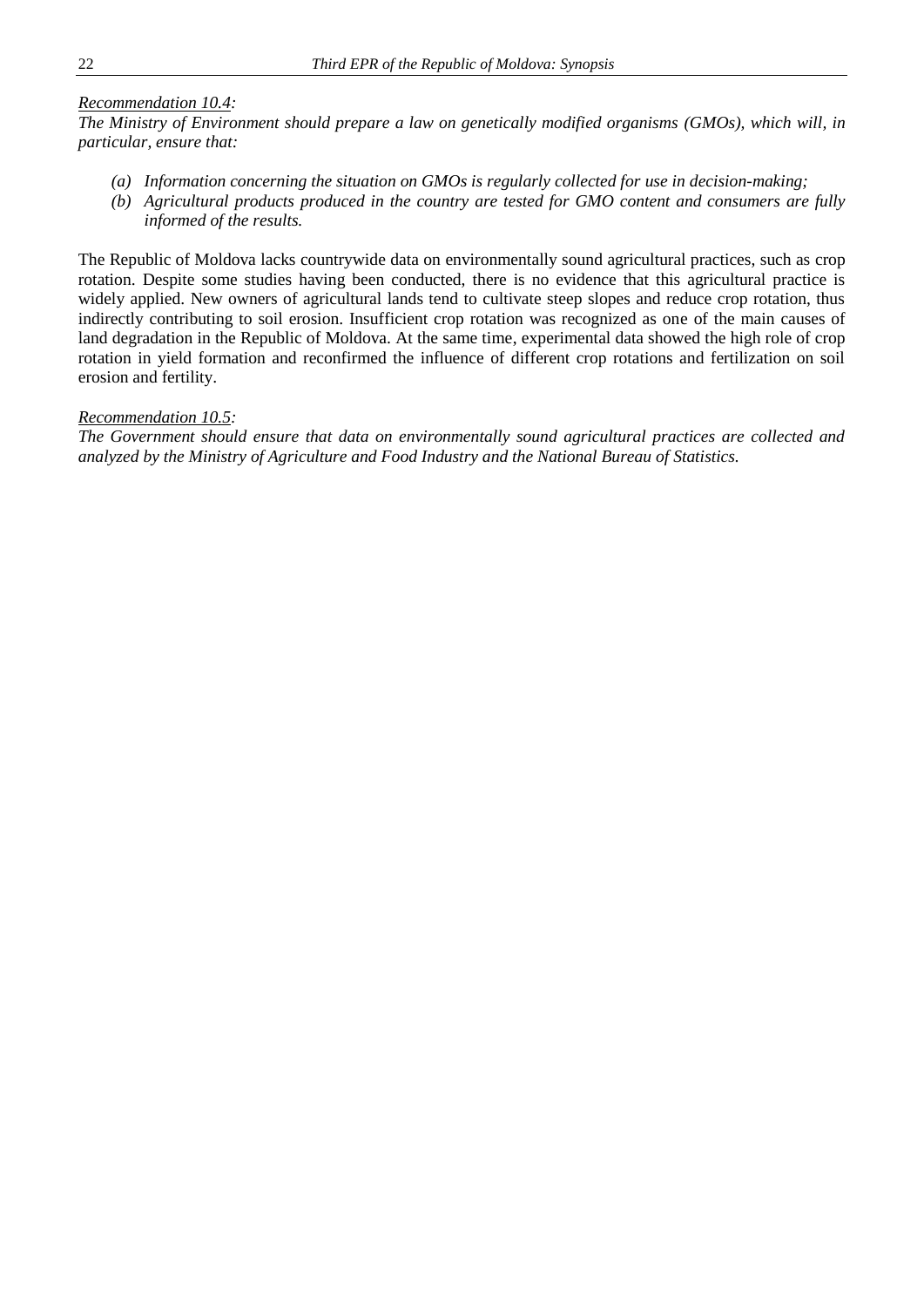*<u>Recommendation 10.4</u>:*
*The Ministry of Environment should prepare a law on genetically modified organisms (GMOs), which will, in particular, ensure that:*

*(a) Information concerning the situation on GMOs is regularly collected for use in decision-making;*
*(b) Agricultural products produced in the country are tested for GMO content and consumers are fully informed of the results.*

The Republic of Moldova lacks countrywide data on environmentally sound agricultural practices, such as crop rotation. Despite some studies having been conducted, there is no evidence that this agricultural practice is widely applied. New owners of agricultural lands tend to cultivate steep slopes and reduce crop rotation, thus indirectly contributing to soil erosion. Insufficient crop rotation was recognized as one of the main causes of land degradation in the Republic of Moldova. At the same time, experimental data showed the high role of crop rotation in yield formation and reconfirmed the influence of different crop rotations and fertilization on soil erosion and fertility.

*<u>Recommendation 10.5</u>:*
*The Government should ensure that data on environmentally sound agricultural practices are collected and analyzed by the Ministry of Agriculture and Food Industry and the National Bureau of Statistics.*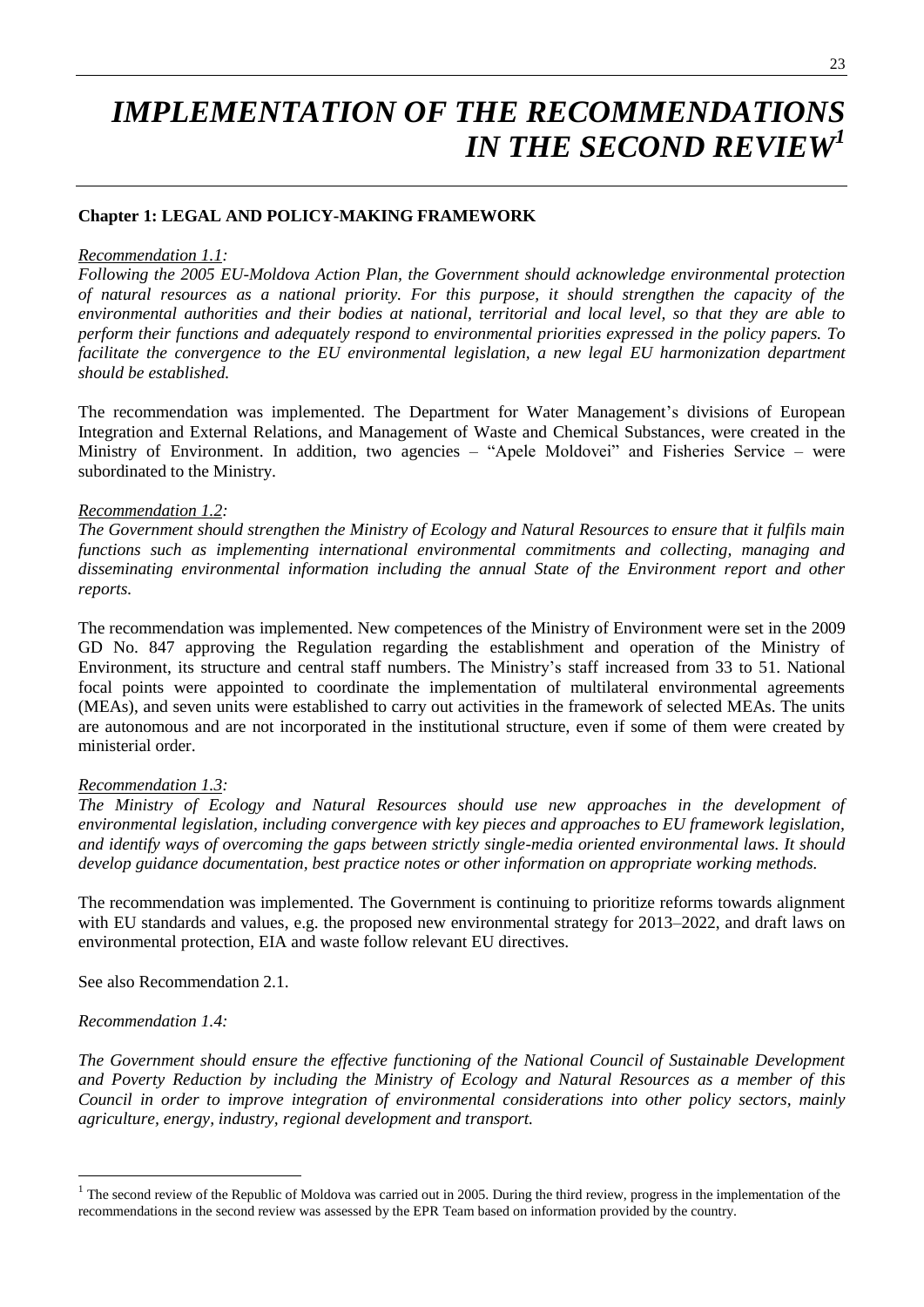# *IMPLEMENTATION OF THE RECOMMENDATIONS IN THE SECOND REVIEW*[1]

## Chapter 1: LEGAL AND POLICY-MAKING FRAMEWORK

*Recommendation 1.1:*

*Following the 2005 EU-Moldova Action Plan, the Government should acknowledge environmental protection of natural resources as a national priority. For this purpose, it should strengthen the capacity of the environmental authorities and their bodies at national, territorial and local level, so that they are able to perform their functions and adequately respond to environmental priorities expressed in the policy papers. To facilitate the convergence to the EU environmental legislation, a new legal EU harmonization department should be established.*

The recommendation was implemented. The Department for Water Management's divisions of European Integration and External Relations, and Management of Waste and Chemical Substances, were created in the Ministry of Environment. In addition, two agencies – "Apele Moldovei" and Fisheries Service – were subordinated to the Ministry.

*Recommendation 1.2:*

*The Government should strengthen the Ministry of Ecology and Natural Resources to ensure that it fulfils main functions such as implementing international environmental commitments and collecting, managing and disseminating environmental information including the annual State of the Environment report and other reports.*

The recommendation was implemented. New competences of the Ministry of Environment were set in the 2009 GD No. 847 approving the Regulation regarding the establishment and operation of the Ministry of Environment, its structure and central staff numbers. The Ministry's staff increased from 33 to 51. National focal points were appointed to coordinate the implementation of multilateral environmental agreements (MEAs), and seven units were established to carry out activities in the framework of selected MEAs. The units are autonomous and are not incorporated in the institutional structure, even if some of them were created by ministerial order.

*Recommendation 1.3:*

*The Ministry of Ecology and Natural Resources should use new approaches in the development of environmental legislation, including convergence with key pieces and approaches to EU framework legislation, and identify ways of overcoming the gaps between strictly single-media oriented environmental laws. It should develop guidance documentation, best practice notes or other information on appropriate working methods.*

The recommendation was implemented. The Government is continuing to prioritize reforms towards alignment with EU standards and values, e.g. the proposed new environmental strategy for 2013–2022, and draft laws on environmental protection, EIA and waste follow relevant EU directives.

See also Recommendation 2.1.

*Recommendation 1.4:*

*The Government should ensure the effective functioning of the National Council of Sustainable Development and Poverty Reduction by including the Ministry of Ecology and Natural Resources as a member of this Council in order to improve integration of environmental considerations into other policy sectors, mainly agriculture, energy, industry, regional development and transport.*

---

[1] The second review of the Republic of Moldova was carried out in 2005. During the third review, progress in the implementation of the recommendations in the second review was assessed by the EPR Team based on information provided by the country.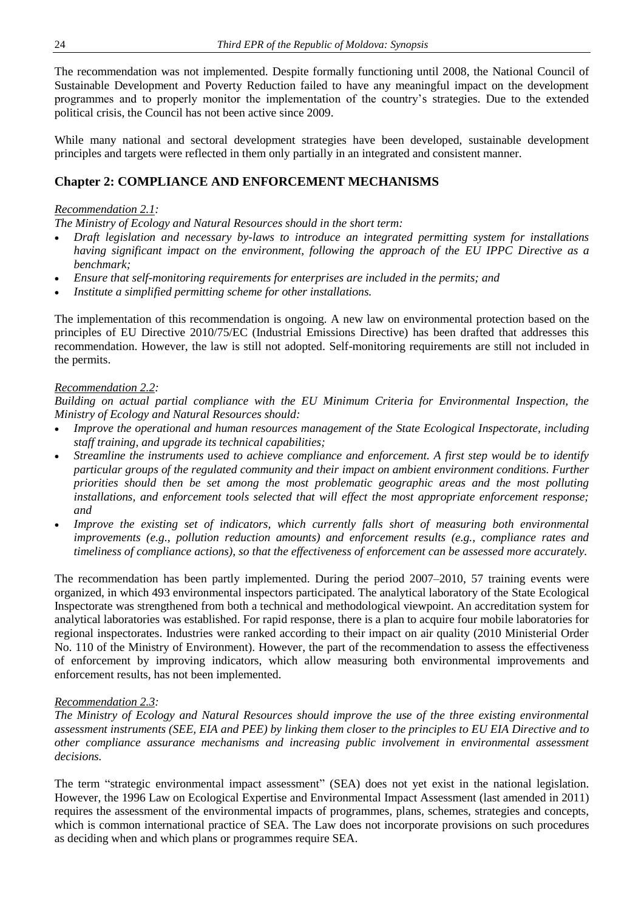The recommendation was not implemented. Despite formally functioning until 2008, the National Council of Sustainable Development and Poverty Reduction failed to have any meaningful impact on the development programmes and to properly monitor the implementation of the country's strategies. Due to the extended political crisis, the Council has not been active since 2009.

While many national and sectoral development strategies have been developed, sustainable development principles and targets were reflected in them only partially in an integrated and consistent manner.

## Chapter 2: COMPLIANCE AND ENFORCEMENT MECHANISMS

*Recommendation 2.1:*

*The Ministry of Ecology and Natural Resources should in the short term:*

- *Draft legislation and necessary by-laws to introduce an integrated permitting system for installations having significant impact on the environment, following the approach of the EU IPPC Directive as a benchmark;*
- *Ensure that self-monitoring requirements for enterprises are included in the permits; and*
- *Institute a simplified permitting scheme for other installations.*

The implementation of this recommendation is ongoing. A new law on environmental protection based on the principles of EU Directive 2010/75/EC (Industrial Emissions Directive) has been drafted that addresses this recommendation. However, the law is still not adopted. Self-monitoring requirements are still not included in the permits.

*Recommendation 2.2:*

*Building on actual partial compliance with the EU Minimum Criteria for Environmental Inspection, the Ministry of Ecology and Natural Resources should:*

- *Improve the operational and human resources management of the State Ecological Inspectorate, including staff training, and upgrade its technical capabilities;*
- *Streamline the instruments used to achieve compliance and enforcement. A first step would be to identify particular groups of the regulated community and their impact on ambient environment conditions. Further priorities should then be set among the most problematic geographic areas and the most polluting installations, and enforcement tools selected that will effect the most appropriate enforcement response; and*
- *Improve the existing set of indicators, which currently falls short of measuring both environmental improvements (e.g., pollution reduction amounts) and enforcement results (e.g., compliance rates and timeliness of compliance actions), so that the effectiveness of enforcement can be assessed more accurately.*

The recommendation has been partly implemented. During the period 2007–2010, 57 training events were organized, in which 493 environmental inspectors participated. The analytical laboratory of the State Ecological Inspectorate was strengthened from both a technical and methodological viewpoint. An accreditation system for analytical laboratories was established. For rapid response, there is a plan to acquire four mobile laboratories for regional inspectorates. Industries were ranked according to their impact on air quality (2010 Ministerial Order No. 110 of the Ministry of Environment). However, the part of the recommendation to assess the effectiveness of enforcement by improving indicators, which allow measuring both environmental improvements and enforcement results, has not been implemented.

*Recommendation 2.3:*

*The Ministry of Ecology and Natural Resources should improve the use of the three existing environmental assessment instruments (SEE, EIA and PEE) by linking them closer to the principles to EU EIA Directive and to other compliance assurance mechanisms and increasing public involvement in environmental assessment decisions.*

The term "strategic environmental impact assessment" (SEA) does not yet exist in the national legislation. However, the 1996 Law on Ecological Expertise and Environmental Impact Assessment (last amended in 2011) requires the assessment of the environmental impacts of programmes, plans, schemes, strategies and concepts, which is common international practice of SEA. The Law does not incorporate provisions on such procedures as deciding when and which plans or programmes require SEA.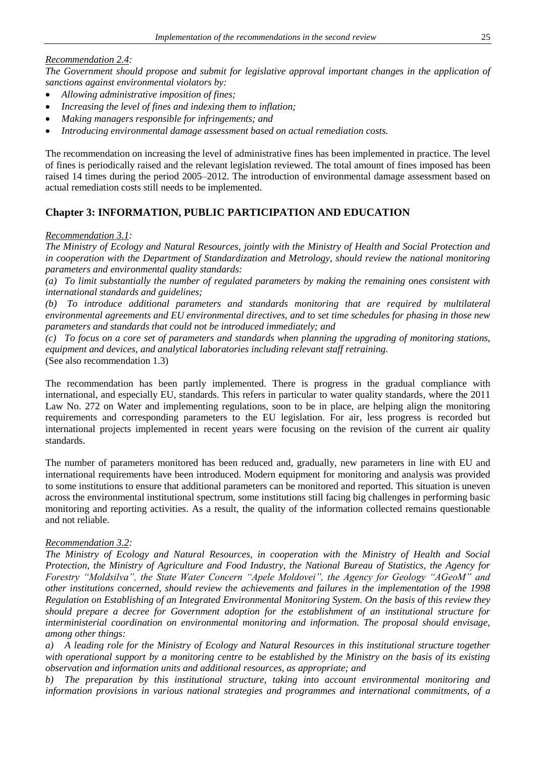*Recommendation 2.4:*

*The Government should propose and submit for legislative approval important changes in the application of sanctions against environmental violators by:*

- *Allowing administrative imposition of fines;*
- *Increasing the level of fines and indexing them to inflation;*
- *Making managers responsible for infringements; and*
- *Introducing environmental damage assessment based on actual remediation costs.*

The recommendation on increasing the level of administrative fines has been implemented in practice. The level of fines is periodically raised and the relevant legislation reviewed. The total amount of fines imposed has been raised 14 times during the period 2005–2012. The introduction of environmental damage assessment based on actual remediation costs still needs to be implemented.

## Chapter 3: INFORMATION, PUBLIC PARTICIPATION AND EDUCATION

*Recommendation 3.1:*

*The Ministry of Ecology and Natural Resources, jointly with the Ministry of Health and Social Protection and in cooperation with the Department of Standardization and Metrology, should review the national monitoring parameters and environmental quality standards:*

*(a) To limit substantially the number of regulated parameters by making the remaining ones consistent with international standards and guidelines;*

*(b) To introduce additional parameters and standards monitoring that are required by multilateral environmental agreements and EU environmental directives, and to set time schedules for phasing in those new parameters and standards that could not be introduced immediately; and*

*(c) To focus on a core set of parameters and standards when planning the upgrading of monitoring stations, equipment and devices, and analytical laboratories including relevant staff retraining.*

(See also recommendation 1.3)

The recommendation has been partly implemented. There is progress in the gradual compliance with international, and especially EU, standards. This refers in particular to water quality standards, where the 2011 Law No. 272 on Water and implementing regulations, soon to be in place, are helping align the monitoring requirements and corresponding parameters to the EU legislation. For air, less progress is recorded but international projects implemented in recent years were focusing on the revision of the current air quality standards.

The number of parameters monitored has been reduced and, gradually, new parameters in line with EU and international requirements have been introduced. Modern equipment for monitoring and analysis was provided to some institutions to ensure that additional parameters can be monitored and reported. This situation is uneven across the environmental institutional spectrum, some institutions still facing big challenges in performing basic monitoring and reporting activities. As a result, the quality of the information collected remains questionable and not reliable.

*Recommendation 3.2:*

*The Ministry of Ecology and Natural Resources, in cooperation with the Ministry of Health and Social Protection, the Ministry of Agriculture and Food Industry, the National Bureau of Statistics, the Agency for Forestry "Moldsilva", the State Water Concern "Apele Moldovei", the Agency for Geology "AGeoM" and other institutions concerned, should review the achievements and failures in the implementation of the 1998 Regulation on Establishing of an Integrated Environmental Monitoring System. On the basis of this review they should prepare a decree for Government adoption for the establishment of an institutional structure for interministerial coordination on environmental monitoring and information. The proposal should envisage, among other things:*

*a) A leading role for the Ministry of Ecology and Natural Resources in this institutional structure together with operational support by a monitoring centre to be established by the Ministry on the basis of its existing observation and information units and additional resources, as appropriate; and*

*b) The preparation by this institutional structure, taking into account environmental monitoring and information provisions in various national strategies and programmes and international commitments, of a*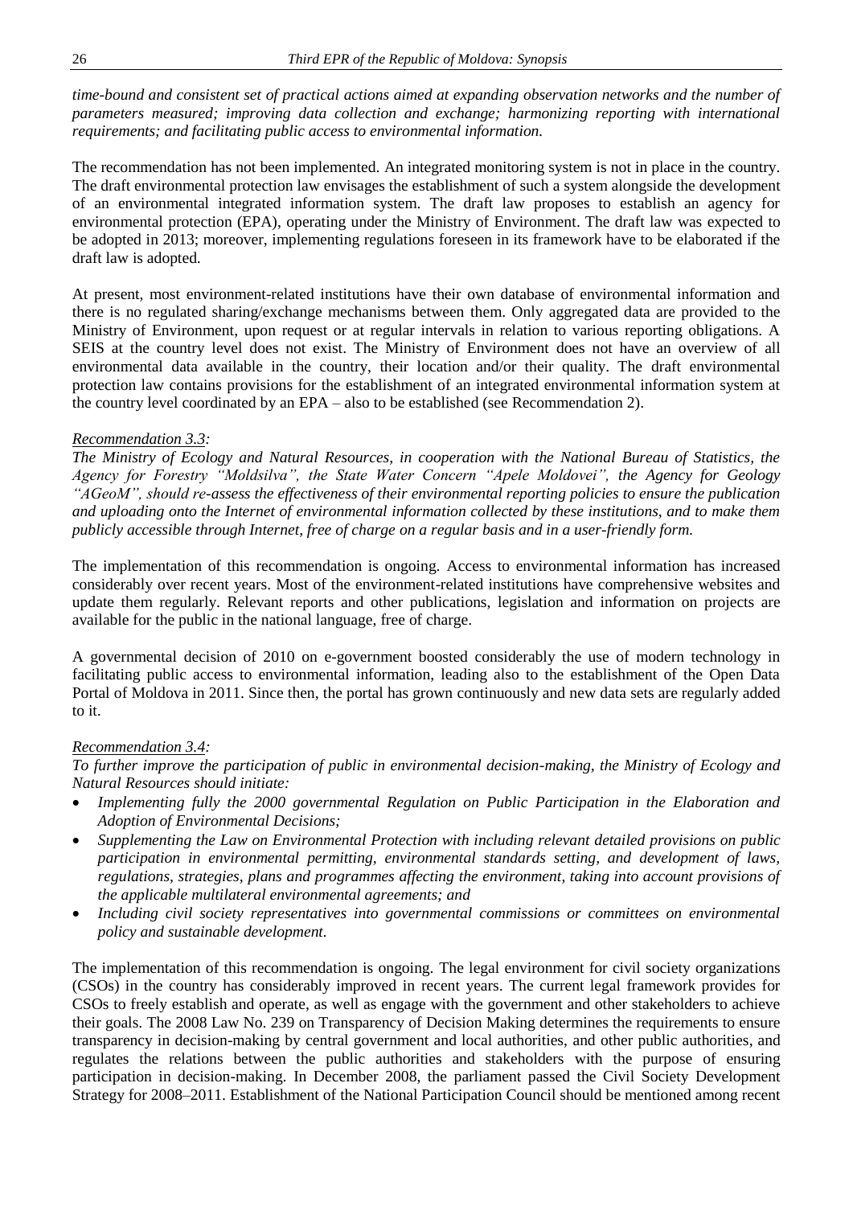*time-bound and consistent set of practical actions aimed at expanding observation networks and the number of parameters measured; improving data collection and exchange; harmonizing reporting with international requirements; and facilitating public access to environmental information.*

The recommendation has not been implemented. An integrated monitoring system is not in place in the country. The draft environmental protection law envisages the establishment of such a system alongside the development of an environmental integrated information system. The draft law proposes to establish an agency for environmental protection (EPA), operating under the Ministry of Environment. The draft law was expected to be adopted in 2013; moreover, implementing regulations foreseen in its framework have to be elaborated if the draft law is adopted.

At present, most environment-related institutions have their own database of environmental information and there is no regulated sharing/exchange mechanisms between them. Only aggregated data are provided to the Ministry of Environment, upon request or at regular intervals in relation to various reporting obligations. A SEIS at the country level does not exist. The Ministry of Environment does not have an overview of all environmental data available in the country, their location and/or their quality. The draft environmental protection law contains provisions for the establishment of an integrated environmental information system at the country level coordinated by an EPA – also to be established (see Recommendation 2).

*Recommendation 3.3:*

*The Ministry of Ecology and Natural Resources, in cooperation with the National Bureau of Statistics, the Agency for Forestry "Moldsilva", the State Water Concern "Apele Moldovei", the Agency for Geology "AGeoM", should re-assess the effectiveness of their environmental reporting policies to ensure the publication and uploading onto the Internet of environmental information collected by these institutions, and to make them publicly accessible through Internet, free of charge on a regular basis and in a user-friendly form.*

The implementation of this recommendation is ongoing. Access to environmental information has increased considerably over recent years. Most of the environment-related institutions have comprehensive websites and update them regularly. Relevant reports and other publications, legislation and information on projects are available for the public in the national language, free of charge.

A governmental decision of 2010 on e-government boosted considerably the use of modern technology in facilitating public access to environmental information, leading also to the establishment of the Open Data Portal of Moldova in 2011. Since then, the portal has grown continuously and new data sets are regularly added to it.

*Recommendation 3.4:*

*To further improve the participation of public in environmental decision-making, the Ministry of Ecology and Natural Resources should initiate:*

- *Implementing fully the 2000 governmental Regulation on Public Participation in the Elaboration and Adoption of Environmental Decisions;*
- *Supplementing the Law on Environmental Protection with including relevant detailed provisions on public participation in environmental permitting, environmental standards setting, and development of laws, regulations, strategies, plans and programmes affecting the environment, taking into account provisions of the applicable multilateral environmental agreements; and*
- *Including civil society representatives into governmental commissions or committees on environmental policy and sustainable development.*

The implementation of this recommendation is ongoing. The legal environment for civil society organizations (CSOs) in the country has considerably improved in recent years. The current legal framework provides for CSOs to freely establish and operate, as well as engage with the government and other stakeholders to achieve their goals. The 2008 Law No. 239 on Transparency of Decision Making determines the requirements to ensure transparency in decision-making by central government and local authorities, and other public authorities, and regulates the relations between the public authorities and stakeholders with the purpose of ensuring participation in decision-making. In December 2008, the parliament passed the Civil Society Development Strategy for 2008–2011. Establishment of the National Participation Council should be mentioned among recent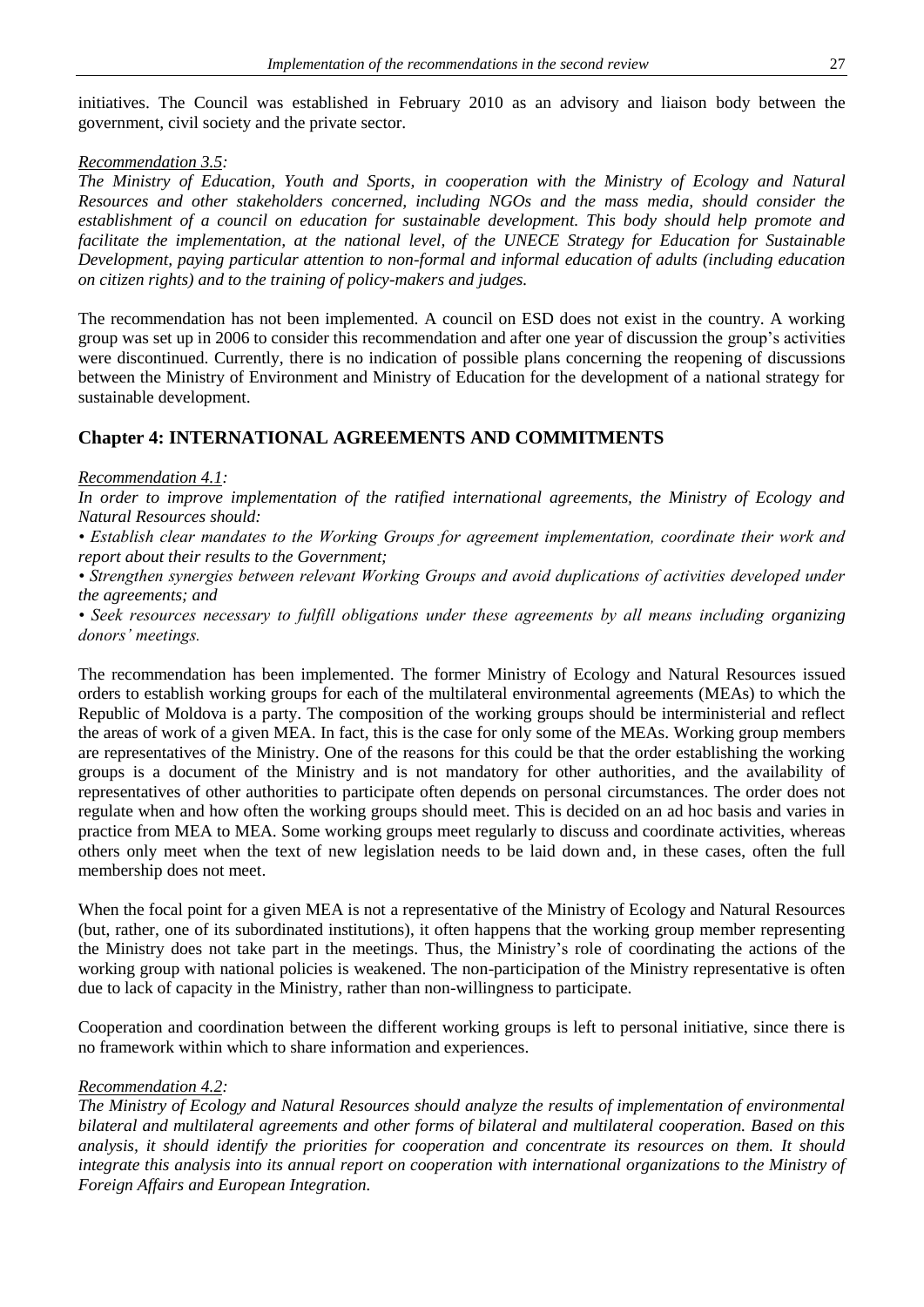initiatives. The Council was established in February 2010 as an advisory and liaison body between the government, civil society and the private sector.

*Recommendation 3.5:*

*The Ministry of Education, Youth and Sports, in cooperation with the Ministry of Ecology and Natural Resources and other stakeholders concerned, including NGOs and the mass media, should consider the establishment of a council on education for sustainable development. This body should help promote and facilitate the implementation, at the national level, of the UNECE Strategy for Education for Sustainable Development, paying particular attention to non-formal and informal education of adults (including education on citizen rights) and to the training of policy-makers and judges.*

The recommendation has not been implemented. A council on ESD does not exist in the country. A working group was set up in 2006 to consider this recommendation and after one year of discussion the group's activities were discontinued. Currently, there is no indication of possible plans concerning the reopening of discussions between the Ministry of Environment and Ministry of Education for the development of a national strategy for sustainable development.

## Chapter 4: INTERNATIONAL AGREEMENTS AND COMMITMENTS

*Recommendation 4.1:*

*In order to improve implementation of the ratified international agreements, the Ministry of Ecology and Natural Resources should:*

*• Establish clear mandates to the Working Groups for agreement implementation, coordinate their work and report about their results to the Government;*

*• Strengthen synergies between relevant Working Groups and avoid duplications of activities developed under the agreements; and*

*• Seek resources necessary to fulfill obligations under these agreements by all means including organizing donors' meetings.*

The recommendation has been implemented. The former Ministry of Ecology and Natural Resources issued orders to establish working groups for each of the multilateral environmental agreements (MEAs) to which the Republic of Moldova is a party. The composition of the working groups should be interministerial and reflect the areas of work of a given MEA. In fact, this is the case for only some of the MEAs. Working group members are representatives of the Ministry. One of the reasons for this could be that the order establishing the working groups is a document of the Ministry and is not mandatory for other authorities, and the availability of representatives of other authorities to participate often depends on personal circumstances. The order does not regulate when and how often the working groups should meet. This is decided on an ad hoc basis and varies in practice from MEA to MEA. Some working groups meet regularly to discuss and coordinate activities, whereas others only meet when the text of new legislation needs to be laid down and, in these cases, often the full membership does not meet.

When the focal point for a given MEA is not a representative of the Ministry of Ecology and Natural Resources (but, rather, one of its subordinated institutions), it often happens that the working group member representing the Ministry does not take part in the meetings. Thus, the Ministry's role of coordinating the actions of the working group with national policies is weakened. The non-participation of the Ministry representative is often due to lack of capacity in the Ministry, rather than non-willingness to participate.

Cooperation and coordination between the different working groups is left to personal initiative, since there is no framework within which to share information and experiences.

*Recommendation 4.2:*

*The Ministry of Ecology and Natural Resources should analyze the results of implementation of environmental bilateral and multilateral agreements and other forms of bilateral and multilateral cooperation. Based on this analysis, it should identify the priorities for cooperation and concentrate its resources on them. It should integrate this analysis into its annual report on cooperation with international organizations to the Ministry of Foreign Affairs and European Integration.*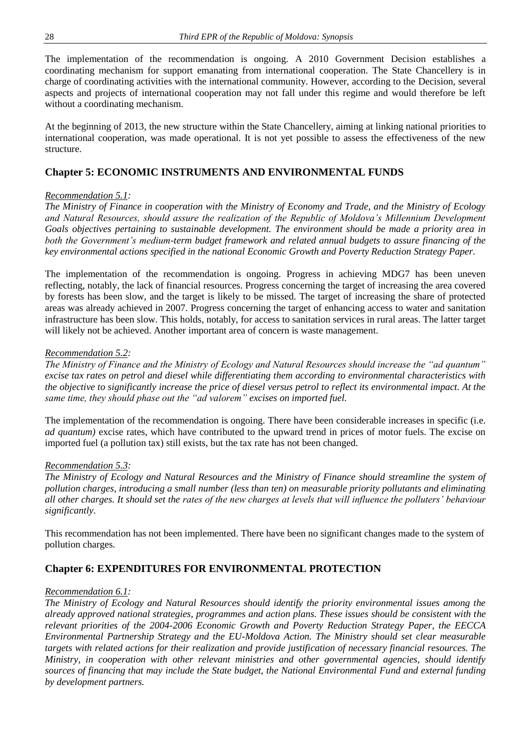The implementation of the recommendation is ongoing. A 2010 Government Decision establishes a coordinating mechanism for support emanating from international cooperation. The State Chancellery is in charge of coordinating activities with the international community. However, according to the Decision, several aspects and projects of international cooperation may not fall under this regime and would therefore be left without a coordinating mechanism.

At the beginning of 2013, the new structure within the State Chancellery, aiming at linking national priorities to international cooperation, was made operational. It is not yet possible to assess the effectiveness of the new structure.

## Chapter 5: ECONOMIC INSTRUMENTS AND ENVIRONMENTAL FUNDS

*Recommendation 5.1:*

*The Ministry of Finance in cooperation with the Ministry of Economy and Trade, and the Ministry of Ecology and Natural Resources, should assure the realization of the Republic of Moldova's Millennium Development Goals objectives pertaining to sustainable development. The environment should be made a priority area in both the Government's medium-term budget framework and related annual budgets to assure financing of the key environmental actions specified in the national Economic Growth and Poverty Reduction Strategy Paper.*

The implementation of the recommendation is ongoing. Progress in achieving MDG7 has been uneven reflecting, notably, the lack of financial resources. Progress concerning the target of increasing the area covered by forests has been slow, and the target is likely to be missed. The target of increasing the share of protected areas was already achieved in 2007. Progress concerning the target of enhancing access to water and sanitation infrastructure has been slow. This holds, notably, for access to sanitation services in rural areas. The latter target will likely not be achieved. Another important area of concern is waste management.

*Recommendation 5.2:*

*The Ministry of Finance and the Ministry of Ecology and Natural Resources should increase the "ad quantum" excise tax rates on petrol and diesel while differentiating them according to environmental characteristics with the objective to significantly increase the price of diesel versus petrol to reflect its environmental impact. At the same time, they should phase out the "ad valorem" excises on imported fuel.*

The implementation of the recommendation is ongoing. There have been considerable increases in specific (i.e. *ad quantum)* excise rates, which have contributed to the upward trend in prices of motor fuels. The excise on imported fuel (a pollution tax) still exists, but the tax rate has not been changed.

*Recommendation 5.3:*

*The Ministry of Ecology and Natural Resources and the Ministry of Finance should streamline the system of pollution charges, introducing a small number (less than ten) on measurable priority pollutants and eliminating all other charges. It should set the rates of the new charges at levels that will influence the polluters' behaviour significantly.*

This recommendation has not been implemented. There have been no significant changes made to the system of pollution charges.

## Chapter 6: EXPENDITURES FOR ENVIRONMENTAL PROTECTION

*Recommendation 6.1:*

*The Ministry of Ecology and Natural Resources should identify the priority environmental issues among the already approved national strategies, programmes and action plans. These issues should be consistent with the relevant priorities of the 2004-2006 Economic Growth and Poverty Reduction Strategy Paper, the EECCA Environmental Partnership Strategy and the EU-Moldova Action. The Ministry should set clear measurable targets with related actions for their realization and provide justification of necessary financial resources. The Ministry, in cooperation with other relevant ministries and other governmental agencies, should identify sources of financing that may include the State budget, the National Environmental Fund and external funding by development partners.*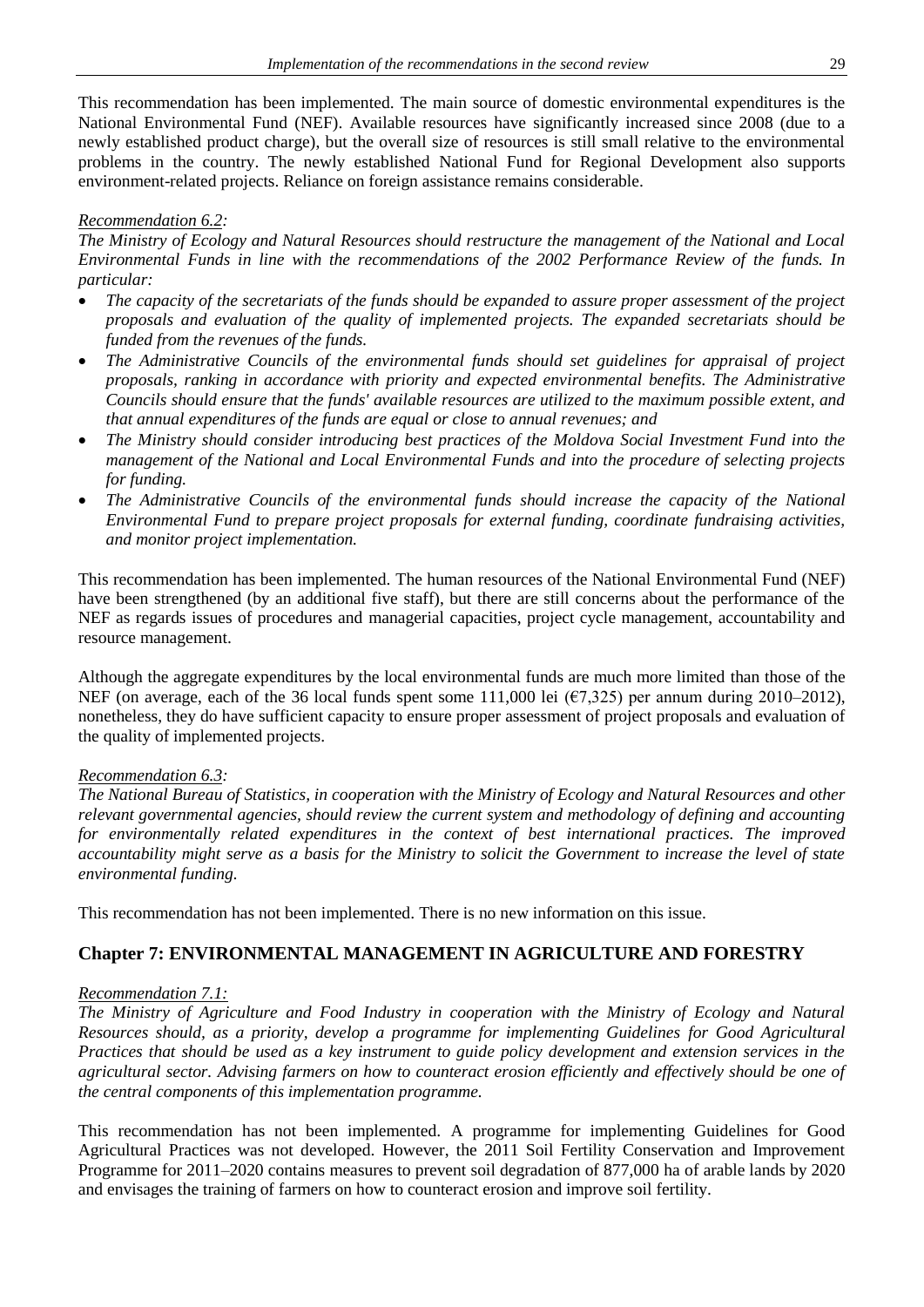This recommendation has been implemented. The main source of domestic environmental expenditures is the National Environmental Fund (NEF). Available resources have significantly increased since 2008 (due to a newly established product charge), but the overall size of resources is still small relative to the environmental problems in the country. The newly established National Fund for Regional Development also supports environment-related projects. Reliance on foreign assistance remains considerable.

*Recommendation 6.2:*

*The Ministry of Ecology and Natural Resources should restructure the management of the National and Local Environmental Funds in line with the recommendations of the 2002 Performance Review of the funds. In particular:*

- *The capacity of the secretariats of the funds should be expanded to assure proper assessment of the project proposals and evaluation of the quality of implemented projects. The expanded secretariats should be funded from the revenues of the funds.*
- *The Administrative Councils of the environmental funds should set guidelines for appraisal of project proposals, ranking in accordance with priority and expected environmental benefits. The Administrative Councils should ensure that the funds' available resources are utilized to the maximum possible extent, and that annual expenditures of the funds are equal or close to annual revenues; and*
- *The Ministry should consider introducing best practices of the Moldova Social Investment Fund into the management of the National and Local Environmental Funds and into the procedure of selecting projects for funding.*
- *The Administrative Councils of the environmental funds should increase the capacity of the National Environmental Fund to prepare project proposals for external funding, coordinate fundraising activities, and monitor project implementation.*

This recommendation has been implemented. The human resources of the National Environmental Fund (NEF) have been strengthened (by an additional five staff), but there are still concerns about the performance of the NEF as regards issues of procedures and managerial capacities, project cycle management, accountability and resource management.

Although the aggregate expenditures by the local environmental funds are much more limited than those of the NEF (on average, each of the 36 local funds spent some 111,000 lei (€7,325) per annum during 2010–2012), nonetheless, they do have sufficient capacity to ensure proper assessment of project proposals and evaluation of the quality of implemented projects.

*Recommendation 6.3:*

*The National Bureau of Statistics, in cooperation with the Ministry of Ecology and Natural Resources and other relevant governmental agencies, should review the current system and methodology of defining and accounting for environmentally related expenditures in the context of best international practices. The improved accountability might serve as a basis for the Ministry to solicit the Government to increase the level of state environmental funding.*

This recommendation has not been implemented. There is no new information on this issue.

## Chapter 7: ENVIRONMENTAL MANAGEMENT IN AGRICULTURE AND FORESTRY

*Recommendation 7.1:*

*The Ministry of Agriculture and Food Industry in cooperation with the Ministry of Ecology and Natural Resources should, as a priority, develop a programme for implementing Guidelines for Good Agricultural Practices that should be used as a key instrument to guide policy development and extension services in the agricultural sector. Advising farmers on how to counteract erosion efficiently and effectively should be one of the central components of this implementation programme.*

This recommendation has not been implemented. A programme for implementing Guidelines for Good Agricultural Practices was not developed. However, the 2011 Soil Fertility Conservation and Improvement Programme for 2011–2020 contains measures to prevent soil degradation of 877,000 ha of arable lands by 2020 and envisages the training of farmers on how to counteract erosion and improve soil fertility.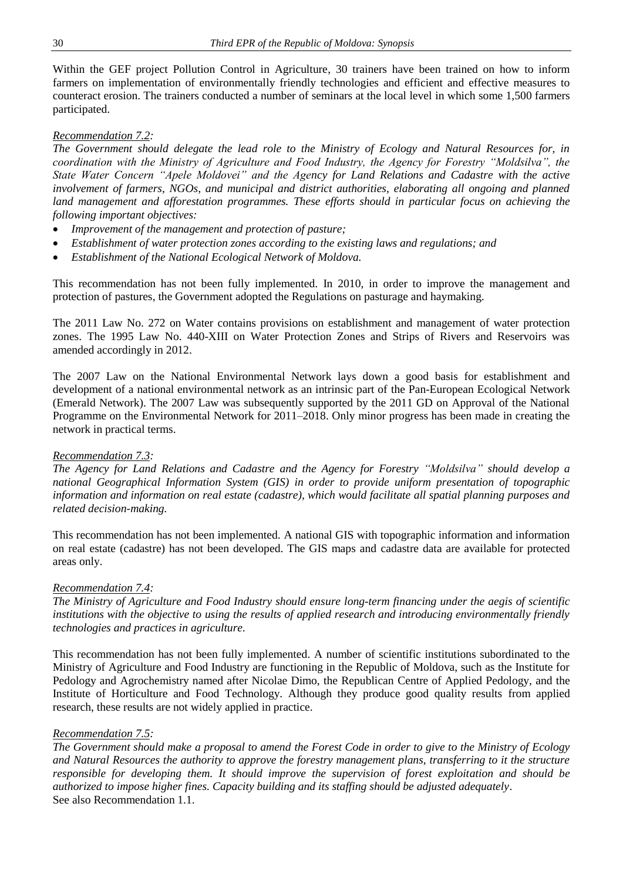Within the GEF project Pollution Control in Agriculture, 30 trainers have been trained on how to inform farmers on implementation of environmentally friendly technologies and efficient and effective measures to counteract erosion. The trainers conducted a number of seminars at the local level in which some 1,500 farmers participated.

*Recommendation 7.2:*

*The Government should delegate the lead role to the Ministry of Ecology and Natural Resources for, in coordination with the Ministry of Agriculture and Food Industry, the Agency for Forestry "Moldsilva", the State Water Concern "Apele Moldovei" and the Agency for Land Relations and Cadastre with the active involvement of farmers, NGOs, and municipal and district authorities, elaborating all ongoing and planned land management and afforestation programmes. These efforts should in particular focus on achieving the following important objectives:*

- *Improvement of the management and protection of pasture;*
- *Establishment of water protection zones according to the existing laws and regulations; and*
- *Establishment of the National Ecological Network of Moldova.*

This recommendation has not been fully implemented. In 2010, in order to improve the management and protection of pastures, the Government adopted the Regulations on pasturage and haymaking.

The 2011 Law No. 272 on Water contains provisions on establishment and management of water protection zones. The 1995 Law No. 440-XIII on Water Protection Zones and Strips of Rivers and Reservoirs was amended accordingly in 2012.

The 2007 Law on the National Environmental Network lays down a good basis for establishment and development of a national environmental network as an intrinsic part of the Pan-European Ecological Network (Emerald Network). The 2007 Law was subsequently supported by the 2011 GD on Approval of the National Programme on the Environmental Network for 2011–2018. Only minor progress has been made in creating the network in practical terms.

*Recommendation 7.3:*

*The Agency for Land Relations and Cadastre and the Agency for Forestry "Moldsilva" should develop a national Geographical Information System (GIS) in order to provide uniform presentation of topographic information and information on real estate (cadastre), which would facilitate all spatial planning purposes and related decision-making.*

This recommendation has not been implemented. A national GIS with topographic information and information on real estate (cadastre) has not been developed. The GIS maps and cadastre data are available for protected areas only.

*Recommendation 7.4:*

*The Ministry of Agriculture and Food Industry should ensure long-term financing under the aegis of scientific institutions with the objective to using the results of applied research and introducing environmentally friendly technologies and practices in agriculture.*

This recommendation has not been fully implemented. A number of scientific institutions subordinated to the Ministry of Agriculture and Food Industry are functioning in the Republic of Moldova, such as the Institute for Pedology and Agrochemistry named after Nicolae Dimo, the Republican Centre of Applied Pedology, and the Institute of Horticulture and Food Technology. Although they produce good quality results from applied research, these results are not widely applied in practice.

*Recommendation 7.5:*

*The Government should make a proposal to amend the Forest Code in order to give to the Ministry of Ecology and Natural Resources the authority to approve the forestry management plans, transferring to it the structure responsible for developing them. It should improve the supervision of forest exploitation and should be authorized to impose higher fines. Capacity building and its staffing should be adjusted adequately.*
See also Recommendation 1.1.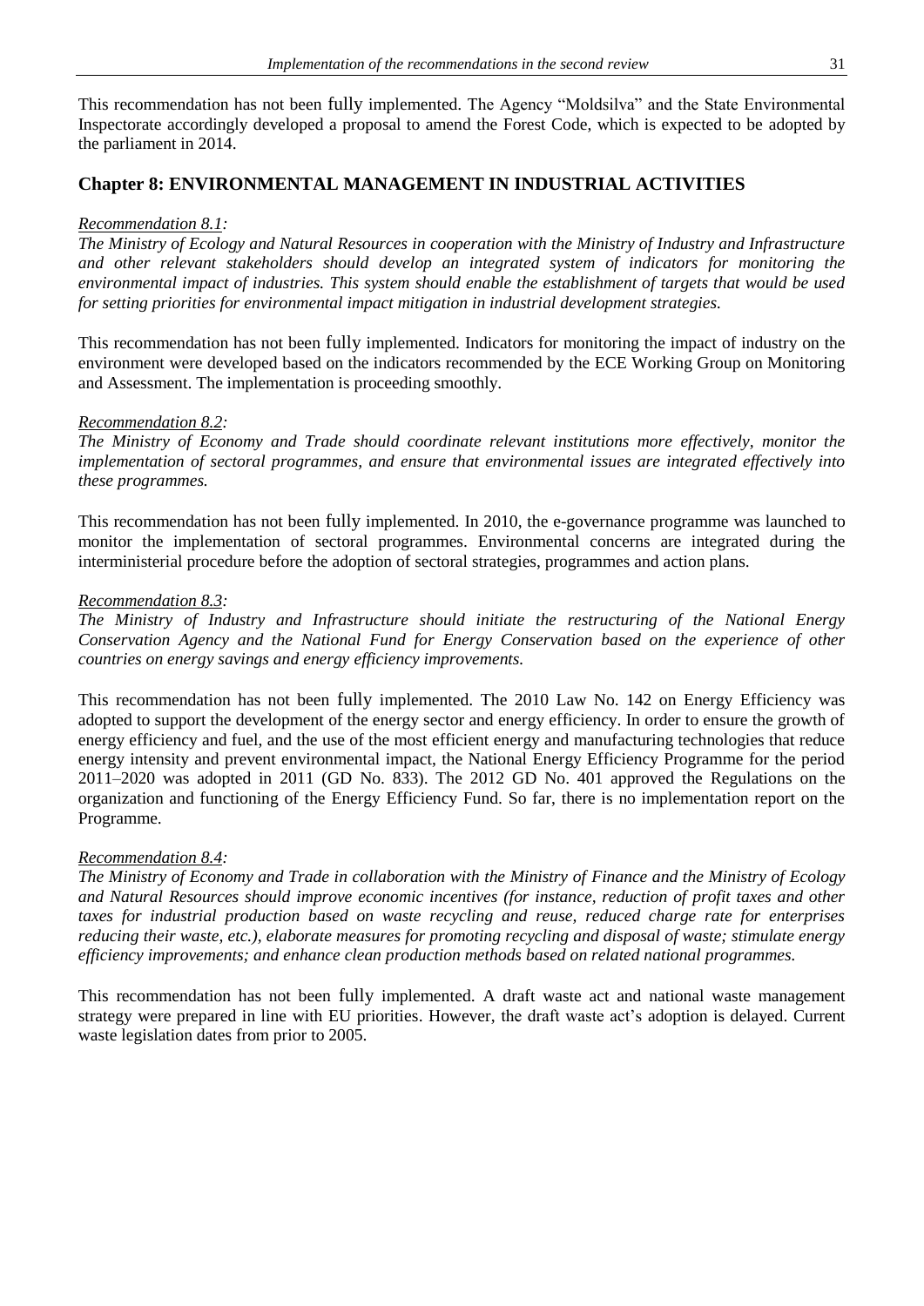This recommendation has not been fully implemented. The Agency "Moldsilva" and the State Environmental Inspectorate accordingly developed a proposal to amend the Forest Code, which is expected to be adopted by the parliament in 2014.

## Chapter 8: ENVIRONMENTAL MANAGEMENT IN INDUSTRIAL ACTIVITIES

*Recommendation 8.1:*

*The Ministry of Ecology and Natural Resources in cooperation with the Ministry of Industry and Infrastructure and other relevant stakeholders should develop an integrated system of indicators for monitoring the environmental impact of industries. This system should enable the establishment of targets that would be used for setting priorities for environmental impact mitigation in industrial development strategies.*

This recommendation has not been fully implemented. Indicators for monitoring the impact of industry on the environment were developed based on the indicators recommended by the ECE Working Group on Monitoring and Assessment. The implementation is proceeding smoothly.

*Recommendation 8.2:*

*The Ministry of Economy and Trade should coordinate relevant institutions more effectively, monitor the implementation of sectoral programmes, and ensure that environmental issues are integrated effectively into these programmes.*

This recommendation has not been fully implemented. In 2010, the e-governance programme was launched to monitor the implementation of sectoral programmes. Environmental concerns are integrated during the interministerial procedure before the adoption of sectoral strategies, programmes and action plans.

*Recommendation 8.3:*

*The Ministry of Industry and Infrastructure should initiate the restructuring of the National Energy Conservation Agency and the National Fund for Energy Conservation based on the experience of other countries on energy savings and energy efficiency improvements.*

This recommendation has not been fully implemented. The 2010 Law No. 142 on Energy Efficiency was adopted to support the development of the energy sector and energy efficiency. In order to ensure the growth of energy efficiency and fuel, and the use of the most efficient energy and manufacturing technologies that reduce energy intensity and prevent environmental impact, the National Energy Efficiency Programme for the period 2011–2020 was adopted in 2011 (GD No. 833). The 2012 GD No. 401 approved the Regulations on the organization and functioning of the Energy Efficiency Fund. So far, there is no implementation report on the Programme.

*Recommendation 8.4:*

*The Ministry of Economy and Trade in collaboration with the Ministry of Finance and the Ministry of Ecology and Natural Resources should improve economic incentives (for instance, reduction of profit taxes and other taxes for industrial production based on waste recycling and reuse, reduced charge rate for enterprises reducing their waste, etc.), elaborate measures for promoting recycling and disposal of waste; stimulate energy efficiency improvements; and enhance clean production methods based on related national programmes.*

This recommendation has not been fully implemented. A draft waste act and national waste management strategy were prepared in line with EU priorities. However, the draft waste act's adoption is delayed. Current waste legislation dates from prior to 2005.